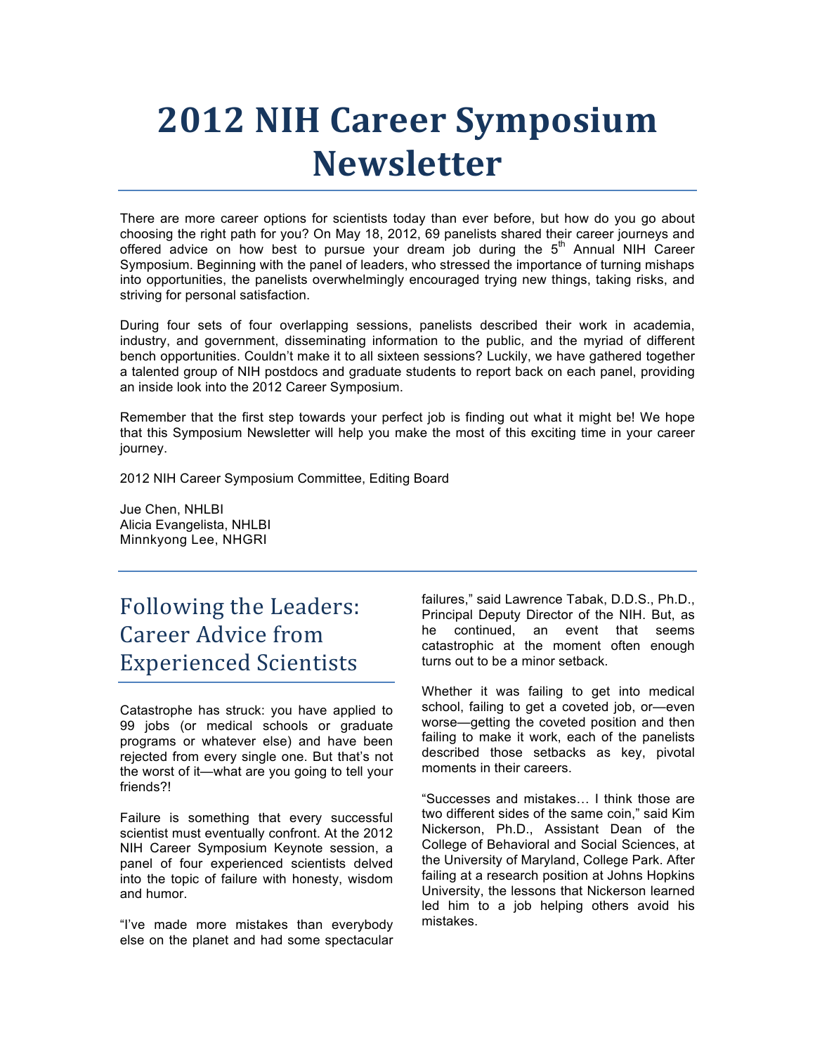# 2012 NIH Career Symposium Newsletter

There are more career options for scientists today than ever before, but how do you go about choosing the right path for you? On May 18, 2012, 69 panelists shared their career journeys and offered advice on how best to pursue your dream job during the 5th Annual NIH Career Symposium. Beginning with the panel of leaders, who stressed the importance of turning mishaps into opportunities, the panelists overwhelmingly encouraged trying new things, taking risks, and striving for personal satisfaction.

During four sets of four overlapping sessions, panelists described their work in academia, industry, and government, disseminating information to the public, and the myriad of different bench opportunities. Couldn't make it to all sixteen sessions? Luckily, we have gathered together a talented group of NIH postdocs and graduate students to report back on each panel, providing an inside look into the 2012 Career Symposium.

Remember that the first step towards your perfect job is finding out what it might be! We hope that this Symposium Newsletter will help you make the most of this exciting time in your career journey.

2012 NIH Career Symposium Committee, Editing Board

Jue Chen, NHLBI
Alicia Evangelista, NHLBI
Minnkyong Lee, NHGRI

## Following the Leaders: Career Advice from Experienced Scientists

Catastrophe has struck: you have applied to 99 jobs (or medical schools or graduate programs or whatever else) and have been rejected from every single one. But that's not the worst of it—what are you going to tell your friends?!

Failure is something that every successful scientist must eventually confront. At the 2012 NIH Career Symposium Keynote session, a panel of four experienced scientists delved into the topic of failure with honesty, wisdom and humor.

"I've made more mistakes than everybody else on the planet and had some spectacular failures," said Lawrence Tabak, D.D.S., Ph.D., Principal Deputy Director of the NIH. But, as he continued, an event that seems catastrophic at the moment often enough turns out to be a minor setback.

Whether it was failing to get into medical school, failing to get a coveted job, or—even worse—getting the coveted position and then failing to make it work, each of the panelists described those setbacks as key, pivotal moments in their careers.

"Successes and mistakes… I think those are two different sides of the same coin," said Kim Nickerson, Ph.D., Assistant Dean of the College of Behavioral and Social Sciences, at the University of Maryland, College Park. After failing at a research position at Johns Hopkins University, the lessons that Nickerson learned led him to a job helping others avoid his mistakes.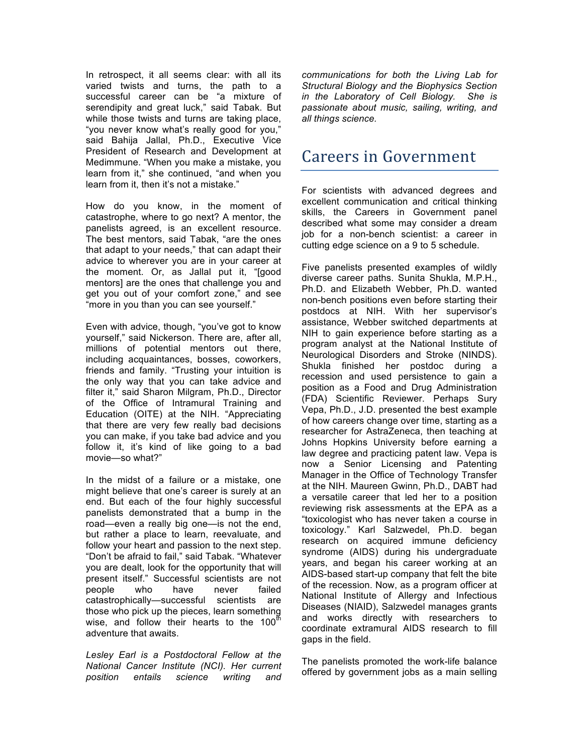In retrospect, it all seems clear: with all its varied twists and turns, the path to a successful career can be "a mixture of serendipity and great luck," said Tabak. But while those twists and turns are taking place, "you never know what's really good for you," said Bahija Jallal, Ph.D., Executive Vice President of Research and Development at Medimmune. "When you make a mistake, you learn from it," she continued, "and when you learn from it, then it's not a mistake."

How do you know, in the moment of catastrophe, where to go next? A mentor, the panelists agreed, is an excellent resource. The best mentors, said Tabak, "are the ones that adapt to your needs," that can adapt their advice to wherever you are in your career at the moment. Or, as Jallal put it, "[good mentors] are the ones that challenge you and get you out of your comfort zone," and see "more in you than you can see yourself."

Even with advice, though, "you've got to know yourself," said Nickerson. There are, after all, millions of potential mentors out there, including acquaintances, bosses, coworkers, friends and family. "Trusting your intuition is the only way that you can take advice and filter it," said Sharon Milgram, Ph.D., Director of the Office of Intramural Training and Education (OITE) at the NIH. "Appreciating that there are very few really bad decisions you can make, if you take bad advice and you follow it, it's kind of like going to a bad movie—so what?"

In the midst of a failure or a mistake, one might believe that one's career is surely at an end. But each of the four highly successful panelists demonstrated that a bump in the road—even a really big one—is not the end, but rather a place to learn, reevaluate, and follow your heart and passion to the next step. "Don't be afraid to fail," said Tabak. "Whatever you are dealt, look for the opportunity that will present itself." Successful scientists are not people who have never failed catastrophically—successful scientists are those who pick up the pieces, learn something wise, and follow their hearts to the 100th adventure that awaits.

*Lesley Earl is a Postdoctoral Fellow at the National Cancer Institute (NCI). Her current position entails science writing and communications for both the Living Lab for Structural Biology and the Biophysics Section in the Laboratory of Cell Biology. She is passionate about music, sailing, writing, and all things science.*

# Careers in Government

For scientists with advanced degrees and excellent communication and critical thinking skills, the Careers in Government panel described what some may consider a dream job for a non-bench scientist: a career in cutting edge science on a 9 to 5 schedule.

Five panelists presented examples of wildly diverse career paths. Sunita Shukla, M.P.H., Ph.D. and Elizabeth Webber, Ph.D. wanted non-bench positions even before starting their postdocs at NIH. With her supervisor's assistance, Webber switched departments at NIH to gain experience before starting as a program analyst at the National Institute of Neurological Disorders and Stroke (NINDS). Shukla finished her postdoc during a recession and used persistence to gain a position as a Food and Drug Administration (FDA) Scientific Reviewer. Perhaps Sury Vepa, Ph.D., J.D. presented the best example of how careers change over time, starting as a researcher for AstraZeneca, then teaching at Johns Hopkins University before earning a law degree and practicing patent law. Vepa is now a Senior Licensing and Patenting Manager in the Office of Technology Transfer at the NIH. Maureen Gwinn, Ph.D., DABT had a versatile career that led her to a position reviewing risk assessments at the EPA as a "toxicologist who has never taken a course in toxicology." Karl Salzwedel, Ph.D. began research on acquired immune deficiency syndrome (AIDS) during his undergraduate years, and began his career working at an AIDS-based start-up company that felt the bite of the recession. Now, as a program officer at National Institute of Allergy and Infectious Diseases (NIAID), Salzwedel manages grants and works directly with researchers to coordinate extramural AIDS research to fill gaps in the field.

The panelists promoted the work-life balance offered by government jobs as a main selling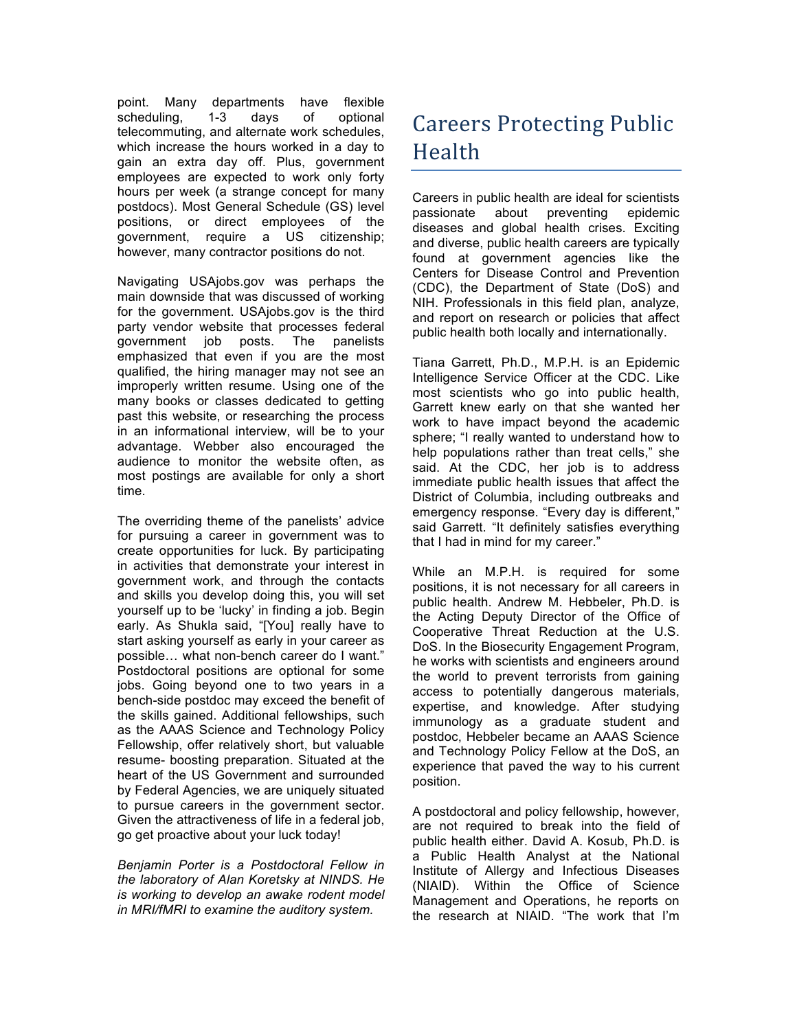point. Many departments have flexible scheduling, 1-3 days of optional telecommuting, and alternate work schedules, which increase the hours worked in a day to gain an extra day off. Plus, government employees are expected to work only forty hours per week (a strange concept for many postdocs). Most General Schedule (GS) level positions, or direct employees of the government, require a US citizenship; however, many contractor positions do not.

Navigating USAjobs.gov was perhaps the main downside that was discussed of working for the government. USAjobs.gov is the third party vendor website that processes federal government job posts. The panelists emphasized that even if you are the most qualified, the hiring manager may not see an improperly written resume. Using one of the many books or classes dedicated to getting past this website, or researching the process in an informational interview, will be to your advantage. Webber also encouraged the audience to monitor the website often, as most postings are available for only a short time.

The overriding theme of the panelists' advice for pursuing a career in government was to create opportunities for luck. By participating in activities that demonstrate your interest in government work, and through the contacts and skills you develop doing this, you will set yourself up to be 'lucky' in finding a job. Begin early. As Shukla said, "[You] really have to start asking yourself as early in your career as possible… what non-bench career do I want." Postdoctoral positions are optional for some jobs. Going beyond one to two years in a bench-side postdoc may exceed the benefit of the skills gained. Additional fellowships, such as the AAAS Science and Technology Policy Fellowship, offer relatively short, but valuable resume- boosting preparation. Situated at the heart of the US Government and surrounded by Federal Agencies, we are uniquely situated to pursue careers in the government sector. Given the attractiveness of life in a federal job, go get proactive about your luck today!

*Benjamin Porter is a Postdoctoral Fellow in the laboratory of Alan Koretsky at NINDS. He is working to develop an awake rodent model in MRI/fMRI to examine the auditory system.*

# Careers Protecting Public Health

Careers in public health are ideal for scientists passionate about preventing epidemic diseases and global health crises. Exciting and diverse, public health careers are typically found at government agencies like the Centers for Disease Control and Prevention (CDC), the Department of State (DoS) and NIH. Professionals in this field plan, analyze, and report on research or policies that affect public health both locally and internationally.

Tiana Garrett, Ph.D., M.P.H. is an Epidemic Intelligence Service Officer at the CDC. Like most scientists who go into public health, Garrett knew early on that she wanted her work to have impact beyond the academic sphere; "I really wanted to understand how to help populations rather than treat cells," she said. At the CDC, her job is to address immediate public health issues that affect the District of Columbia, including outbreaks and emergency response. "Every day is different," said Garrett. "It definitely satisfies everything that I had in mind for my career."

While an M.P.H. is required for some positions, it is not necessary for all careers in public health. Andrew M. Hebbeler, Ph.D. is the Acting Deputy Director of the Office of Cooperative Threat Reduction at the U.S. DoS. In the Biosecurity Engagement Program, he works with scientists and engineers around the world to prevent terrorists from gaining access to potentially dangerous materials, expertise, and knowledge. After studying immunology as a graduate student and postdoc, Hebbeler became an AAAS Science and Technology Policy Fellow at the DoS, an experience that paved the way to his current position.

A postdoctoral and policy fellowship, however, are not required to break into the field of public health either. David A. Kosub, Ph.D. is a Public Health Analyst at the National Institute of Allergy and Infectious Diseases (NIAID). Within the Office of Science Management and Operations, he reports on the research at NIAID. "The work that I'm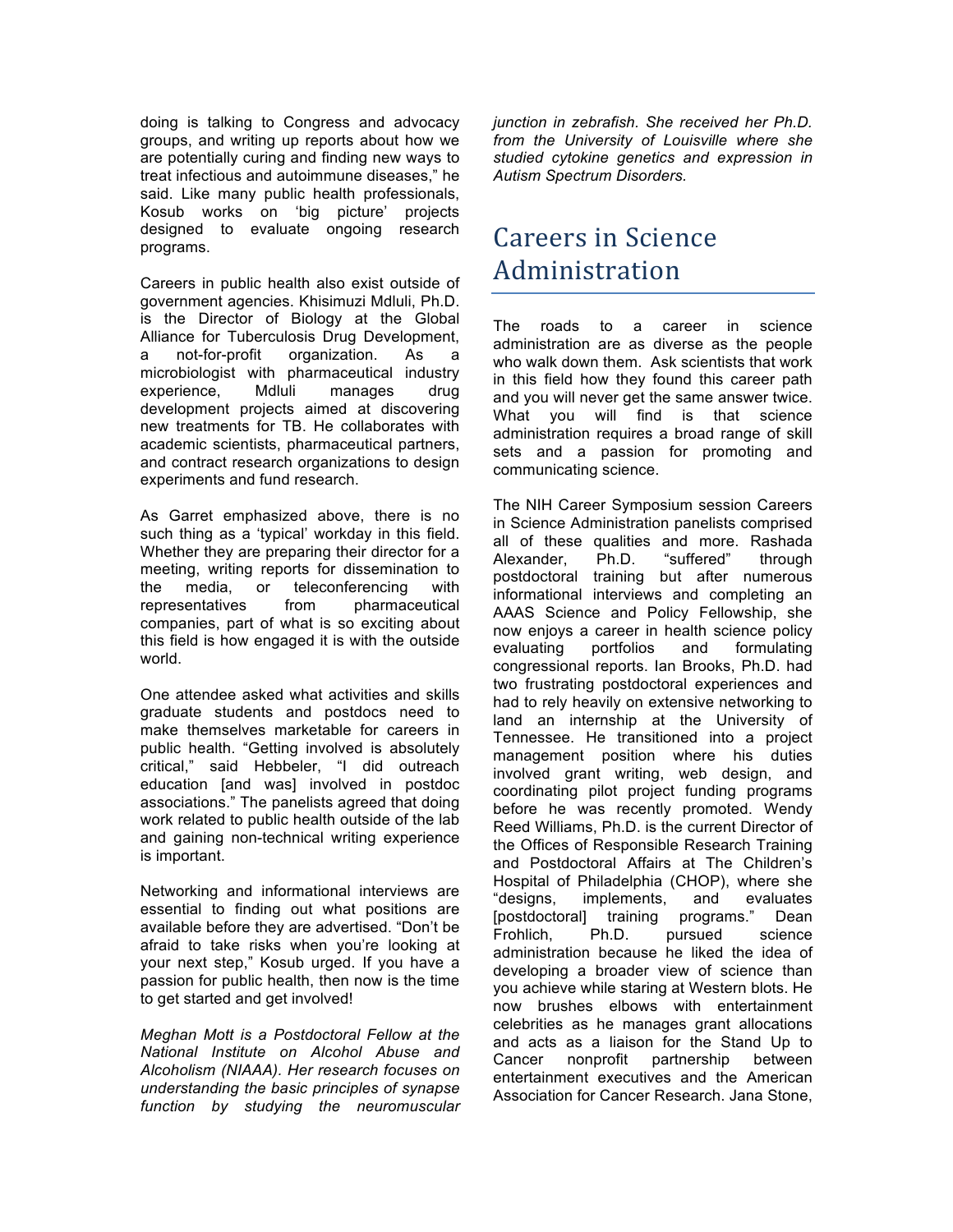doing is talking to Congress and advocacy groups, and writing up reports about how we are potentially curing and finding new ways to treat infectious and autoimmune diseases," he said. Like many public health professionals, Kosub works on 'big picture' projects designed to evaluate ongoing research programs.

Careers in public health also exist outside of government agencies. Khisimuzi Mdluli, Ph.D. is the Director of Biology at the Global Alliance for Tuberculosis Drug Development, a not-for-profit organization. As a microbiologist with pharmaceutical industry experience, Mdluli manages drug development projects aimed at discovering new treatments for TB. He collaborates with academic scientists, pharmaceutical partners, and contract research organizations to design experiments and fund research.

As Garret emphasized above, there is no such thing as a 'typical' workday in this field. Whether they are preparing their director for a meeting, writing reports for dissemination to the media, or teleconferencing with representatives from pharmaceutical companies, part of what is so exciting about this field is how engaged it is with the outside world.

One attendee asked what activities and skills graduate students and postdocs need to make themselves marketable for careers in public health. "Getting involved is absolutely critical," said Hebbeler, "I did outreach education [and was] involved in postdoc associations." The panelists agreed that doing work related to public health outside of the lab and gaining non-technical writing experience is important.

Networking and informational interviews are essential to finding out what positions are available before they are advertised. "Don't be afraid to take risks when you're looking at your next step," Kosub urged. If you have a passion for public health, then now is the time to get started and get involved!

*Meghan Mott is a Postdoctoral Fellow at the National Institute on Alcohol Abuse and Alcoholism (NIAAA). Her research focuses on understanding the basic principles of synapse function by studying the neuromuscular junction in zebrafish. She received her Ph.D. from the University of Louisville where she studied cytokine genetics and expression in Autism Spectrum Disorders.*

# Careers in Science Administration

The roads to a career in science administration are as diverse as the people who walk down them. Ask scientists that work in this field how they found this career path and you will never get the same answer twice. What you will find is that science administration requires a broad range of skill sets and a passion for promoting and communicating science.

The NIH Career Symposium session Careers in Science Administration panelists comprised all of these qualities and more. Rashada Alexander, Ph.D. "suffered" through postdoctoral training but after numerous informational interviews and completing an AAAS Science and Policy Fellowship, she now enjoys a career in health science policy evaluating portfolios and formulating congressional reports. Ian Brooks, Ph.D. had two frustrating postdoctoral experiences and had to rely heavily on extensive networking to land an internship at the University of Tennessee. He transitioned into a project management position where his duties involved grant writing, web design, and coordinating pilot project funding programs before he was recently promoted. Wendy Reed Williams, Ph.D. is the current Director of the Offices of Responsible Research Training and Postdoctoral Affairs at The Children's Hospital of Philadelphia (CHOP), where she "designs, implements, and evaluates [postdoctoral] training programs." Dean Frohlich, Ph.D. pursued science administration because he liked the idea of developing a broader view of science than you achieve while staring at Western blots. He now brushes elbows with entertainment celebrities as he manages grant allocations and acts as a liaison for the Stand Up to Cancer nonprofit partnership between entertainment executives and the American Association for Cancer Research. Jana Stone,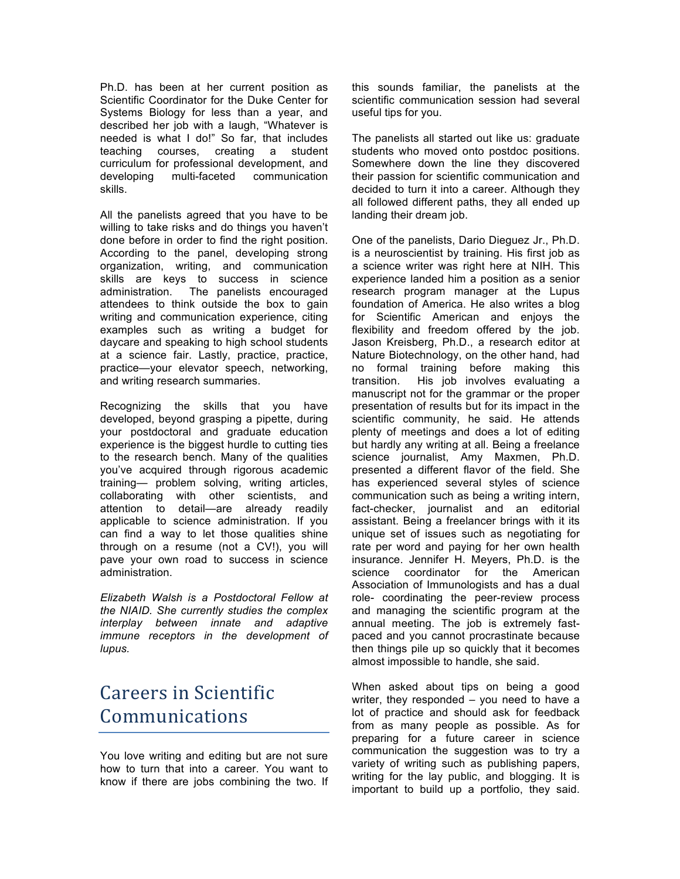Ph.D. has been at her current position as Scientific Coordinator for the Duke Center for Systems Biology for less than a year, and described her job with a laugh, "Whatever is needed is what I do!" So far, that includes teaching courses, creating a student curriculum for professional development, and developing multi-faceted communication skills.

All the panelists agreed that you have to be willing to take risks and do things you haven't done before in order to find the right position. According to the panel, developing strong organization, writing, and communication skills are keys to success in science administration. The panelists encouraged attendees to think outside the box to gain writing and communication experience, citing examples such as writing a budget for daycare and speaking to high school students at a science fair. Lastly, practice, practice, practice—your elevator speech, networking, and writing research summaries.

Recognizing the skills that you have developed, beyond grasping a pipette, during your postdoctoral and graduate education experience is the biggest hurdle to cutting ties to the research bench. Many of the qualities you've acquired through rigorous academic training— problem solving, writing articles, collaborating with other scientists, and attention to detail—are already readily applicable to science administration. If you can find a way to let those qualities shine through on a resume (not a CV!), you will pave your own road to success in science administration.

*Elizabeth Walsh is a Postdoctoral Fellow at the NIAID. She currently studies the complex interplay between innate and adaptive immune receptors in the development of lupus.*

## Careers in Scientific Communications

You love writing and editing but are not sure how to turn that into a career. You want to know if there are jobs combining the two. If this sounds familiar, the panelists at the scientific communication session had several useful tips for you.

The panelists all started out like us: graduate students who moved onto postdoc positions. Somewhere down the line they discovered their passion for scientific communication and decided to turn it into a career. Although they all followed different paths, they all ended up landing their dream job.

One of the panelists, Dario Dieguez Jr., Ph.D. is a neuroscientist by training. His first job as a science writer was right here at NIH. This experience landed him a position as a senior research program manager at the Lupus foundation of America. He also writes a blog for Scientific American and enjoys the flexibility and freedom offered by the job. Jason Kreisberg, Ph.D., a research editor at Nature Biotechnology, on the other hand, had no formal training before making this transition. His job involves evaluating a manuscript not for the grammar or the proper presentation of results but for its impact in the scientific community, he said. He attends plenty of meetings and does a lot of editing but hardly any writing at all. Being a freelance science journalist, Amy Maxmen, Ph.D. presented a different flavor of the field. She has experienced several styles of science communication such as being a writing intern, fact-checker, journalist and an editorial assistant. Being a freelancer brings with it its unique set of issues such as negotiating for rate per word and paying for her own health insurance. Jennifer H. Meyers, Ph.D. is the science coordinator for the American Association of Immunologists and has a dual role- coordinating the peer-review process and managing the scientific program at the annual meeting. The job is extremely fast-paced and you cannot procrastinate because then things pile up so quickly that it becomes almost impossible to handle, she said.

When asked about tips on being a good writer, they responded – you need to have a lot of practice and should ask for feedback from as many people as possible. As for preparing for a future career in science communication the suggestion was to try a variety of writing such as publishing papers, writing for the lay public, and blogging. It is important to build up a portfolio, they said.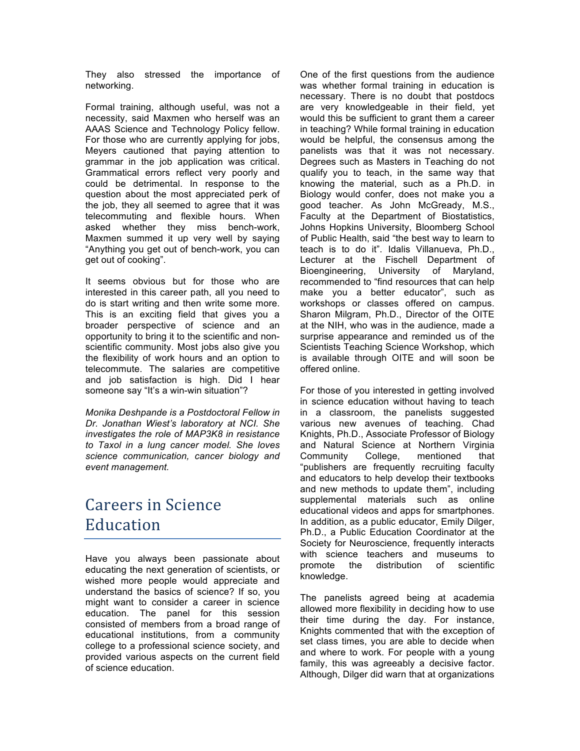They also stressed the importance of networking.

Formal training, although useful, was not a necessity, said Maxmen who herself was an AAAS Science and Technology Policy fellow. For those who are currently applying for jobs, Meyers cautioned that paying attention to grammar in the job application was critical. Grammatical errors reflect very poorly and could be detrimental. In response to the question about the most appreciated perk of the job, they all seemed to agree that it was telecommuting and flexible hours. When asked whether they miss bench-work, Maxmen summed it up very well by saying "Anything you get out of bench-work, you can get out of cooking".

It seems obvious but for those who are interested in this career path, all you need to do is start writing and then write some more. This is an exciting field that gives you a broader perspective of science and an opportunity to bring it to the scientific and non-scientific community. Most jobs also give you the flexibility of work hours and an option to telecommute. The salaries are competitive and job satisfaction is high. Did I hear someone say "It's a win-win situation"?

*Monika Deshpande is a Postdoctoral Fellow in Dr. Jonathan Wiest's laboratory at NCI. She investigates the role of MAP3K8 in resistance to Taxol in a lung cancer model. She loves science communication, cancer biology and event management.*

# Careers in Science Education

Have you always been passionate about educating the next generation of scientists, or wished more people would appreciate and understand the basics of science? If so, you might want to consider a career in science education. The panel for this session consisted of members from a broad range of educational institutions, from a community college to a professional science society, and provided various aspects on the current field of science education.

One of the first questions from the audience was whether formal training in education is necessary. There is no doubt that postdocs are very knowledgeable in their field, yet would this be sufficient to grant them a career in teaching? While formal training in education would be helpful, the consensus among the panelists was that it was not necessary. Degrees such as Masters in Teaching do not qualify you to teach, in the same way that knowing the material, such as a Ph.D. in Biology would confer, does not make you a good teacher. As John McGready, M.S., Faculty at the Department of Biostatistics, Johns Hopkins University, Bloomberg School of Public Health, said "the best way to learn to teach is to do it". Idalis Villanueva, Ph.D., Lecturer at the Fischell Department of Bioengineering, University of Maryland, recommended to "find resources that can help make you a better educator", such as workshops or classes offered on campus. Sharon Milgram, Ph.D., Director of the OITE at the NIH, who was in the audience, made a surprise appearance and reminded us of the Scientists Teaching Science Workshop, which is available through OITE and will soon be offered online.

For those of you interested in getting involved in science education without having to teach in a classroom, the panelists suggested various new avenues of teaching. Chad Knights, Ph.D., Associate Professor of Biology and Natural Science at Northern Virginia Community College, mentioned that "publishers are frequently recruiting faculty and educators to help develop their textbooks and new methods to update them", including supplemental materials such as online educational videos and apps for smartphones. In addition, as a public educator, Emily Dilger, Ph.D., a Public Education Coordinator at the Society for Neuroscience, frequently interacts with science teachers and museums to promote the distribution of scientific knowledge.

The panelists agreed being at academia allowed more flexibility in deciding how to use their time during the day. For instance, Knights commented that with the exception of set class times, you are able to decide when and where to work. For people with a young family, this was agreeably a decisive factor. Although, Dilger did warn that at organizations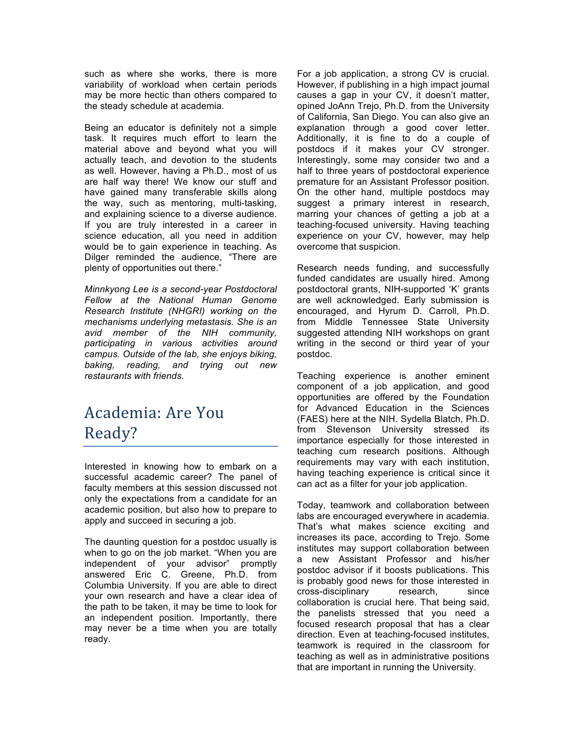such as where she works, there is more variability of workload when certain periods may be more hectic than others compared to the steady schedule at academia.

Being an educator is definitely not a simple task. It requires much effort to learn the material above and beyond what you will actually teach, and devotion to the students as well. However, having a Ph.D., most of us are half way there! We know our stuff and have gained many transferable skills along the way, such as mentoring, multi-tasking, and explaining science to a diverse audience. If you are truly interested in a career in science education, all you need in addition would be to gain experience in teaching. As Dilger reminded the audience, "There are plenty of opportunities out there."

*Minnkyong Lee is a second-year Postdoctoral Fellow at the National Human Genome Research Institute (NHGRI) working on the mechanisms underlying metastasis. She is an avid member of the NIH community, participating in various activities around campus. Outside of the lab, she enjoys biking, baking, reading, and trying out new restaurants with friends.*

# Academia: Are You Ready?

Interested in knowing how to embark on a successful academic career? The panel of faculty members at this session discussed not only the expectations from a candidate for an academic position, but also how to prepare to apply and succeed in securing a job.

The daunting question for a postdoc usually is when to go on the job market. "When you are independent of your advisor" promptly answered Eric C. Greene, Ph.D. from Columbia University. If you are able to direct your own research and have a clear idea of the path to be taken, it may be time to look for an independent position. Importantly, there may never be a time when you are totally ready.

For a job application, a strong CV is crucial. However, if publishing in a high impact journal causes a gap in your CV, it doesn't matter, opined JoAnn Trejo, Ph.D. from the University of California, San Diego. You can also give an explanation through a good cover letter. Additionally, it is fine to do a couple of postdocs if it makes your CV stronger. Interestingly, some may consider two and a half to three years of postdoctoral experience premature for an Assistant Professor position. On the other hand, multiple postdocs may suggest a primary interest in research, marring your chances of getting a job at a teaching-focused university. Having teaching experience on your CV, however, may help overcome that suspicion.

Research needs funding, and successfully funded candidates are usually hired. Among postdoctoral grants, NIH-supported 'K' grants are well acknowledged. Early submission is encouraged, and Hyrum D. Carroll, Ph.D. from Middle Tennessee State University suggested attending NIH workshops on grant writing in the second or third year of your postdoc.

Teaching experience is another eminent component of a job application, and good opportunities are offered by the Foundation for Advanced Education in the Sciences (FAES) here at the NIH. Sydella Blatch, Ph.D. from Stevenson University stressed its importance especially for those interested in teaching cum research positions. Although requirements may vary with each institution, having teaching experience is critical since it can act as a filter for your job application.

Today, teamwork and collaboration between labs are encouraged everywhere in academia. That's what makes science exciting and increases its pace, according to Trejo. Some institutes may support collaboration between a new Assistant Professor and his/her postdoc advisor if it boosts publications. This is probably good news for those interested in cross-disciplinary research, since collaboration is crucial here. That being said, the panelists stressed that you need a focused research proposal that has a clear direction. Even at teaching-focused institutes, teamwork is required in the classroom for teaching as well as in administrative positions that are important in running the University.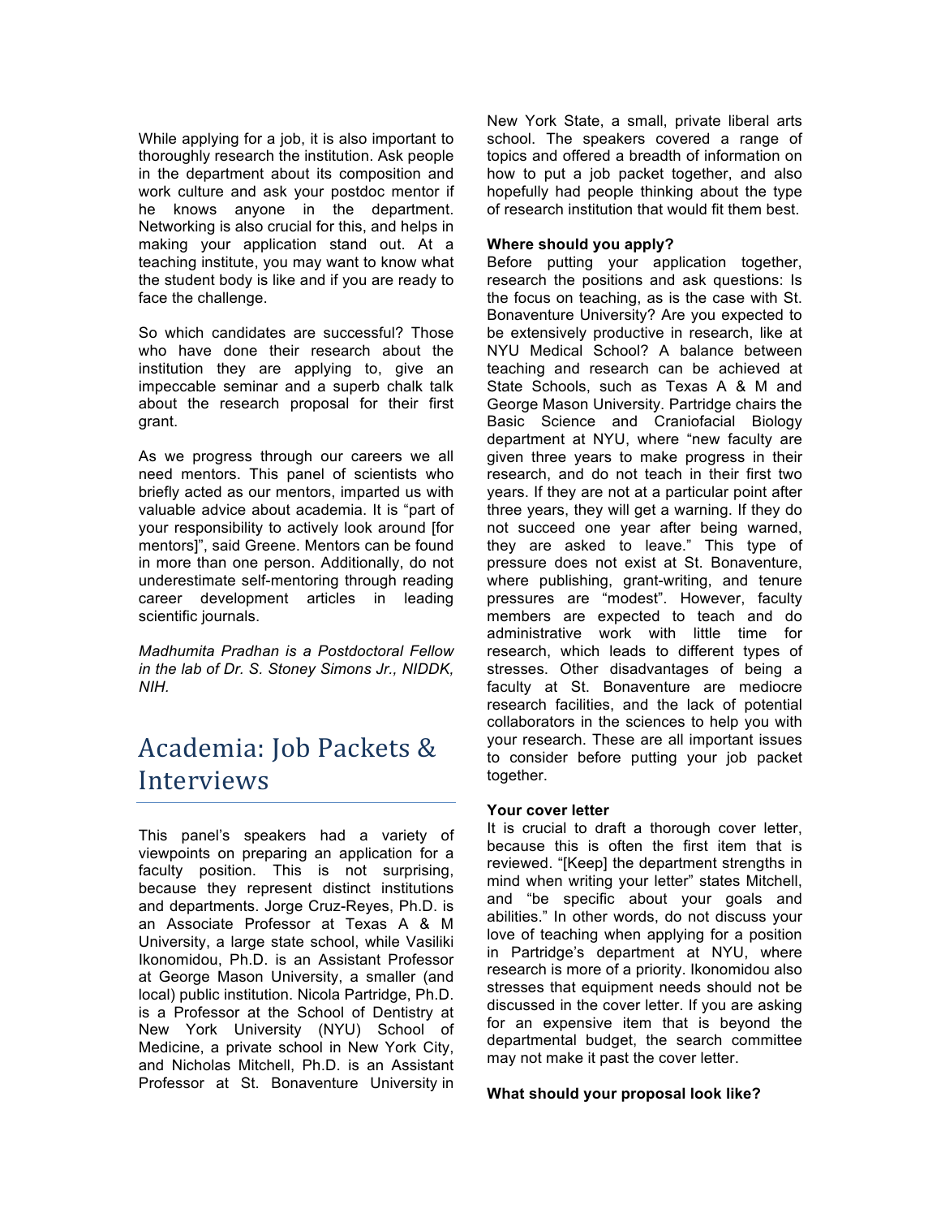While applying for a job, it is also important to thoroughly research the institution. Ask people in the department about its composition and work culture and ask your postdoc mentor if he knows anyone in the department. Networking is also crucial for this, and helps in making your application stand out. At a teaching institute, you may want to know what the student body is like and if you are ready to face the challenge.

So which candidates are successful? Those who have done their research about the institution they are applying to, give an impeccable seminar and a superb chalk talk about the research proposal for their first grant.

As we progress through our careers we all need mentors. This panel of scientists who briefly acted as our mentors, imparted us with valuable advice about academia. It is "part of your responsibility to actively look around [for mentors]", said Greene. Mentors can be found in more than one person. Additionally, do not underestimate self-mentoring through reading career development articles in leading scientific journals.

*Madhumita Pradhan is a Postdoctoral Fellow in the lab of Dr. S. Stoney Simons Jr., NIDDK, NIH.*

# Academia: Job Packets & Interviews

This panel's speakers had a variety of viewpoints on preparing an application for a faculty position. This is not surprising, because they represent distinct institutions and departments. Jorge Cruz-Reyes, Ph.D. is an Associate Professor at Texas A & M University, a large state school, while Vasiliki Ikonomidou, Ph.D. is an Assistant Professor at George Mason University, a smaller (and local) public institution. Nicola Partridge, Ph.D. is a Professor at the School of Dentistry at New York University (NYU) School of Medicine, a private school in New York City, and Nicholas Mitchell, Ph.D. is an Assistant Professor at St. Bonaventure University in New York State, a small, private liberal arts school. The speakers covered a range of topics and offered a breadth of information on how to put a job packet together, and also hopefully had people thinking about the type of research institution that would fit them best.

**Where should you apply?**

Before putting your application together, research the positions and ask questions: Is the focus on teaching, as is the case with St. Bonaventure University? Are you expected to be extensively productive in research, like at NYU Medical School? A balance between teaching and research can be achieved at State Schools, such as Texas A & M and George Mason University. Partridge chairs the Basic Science and Craniofacial Biology department at NYU, where "new faculty are given three years to make progress in their research, and do not teach in their first two years. If they are not at a particular point after three years, they will get a warning. If they do not succeed one year after being warned, they are asked to leave." This type of pressure does not exist at St. Bonaventure, where publishing, grant-writing, and tenure pressures are "modest". However, faculty members are expected to teach and do administrative work with little time for research, which leads to different types of stresses. Other disadvantages of being a faculty at St. Bonaventure are mediocre research facilities, and the lack of potential collaborators in the sciences to help you with your research. These are all important issues to consider before putting your job packet together.

**Your cover letter**

It is crucial to draft a thorough cover letter, because this is often the first item that is reviewed. "[Keep] the department strengths in mind when writing your letter" states Mitchell, and "be specific about your goals and abilities." In other words, do not discuss your love of teaching when applying for a position in Partridge's department at NYU, where research is more of a priority. Ikonomidou also stresses that equipment needs should not be discussed in the cover letter. If you are asking for an expensive item that is beyond the departmental budget, the search committee may not make it past the cover letter.

**What should your proposal look like?**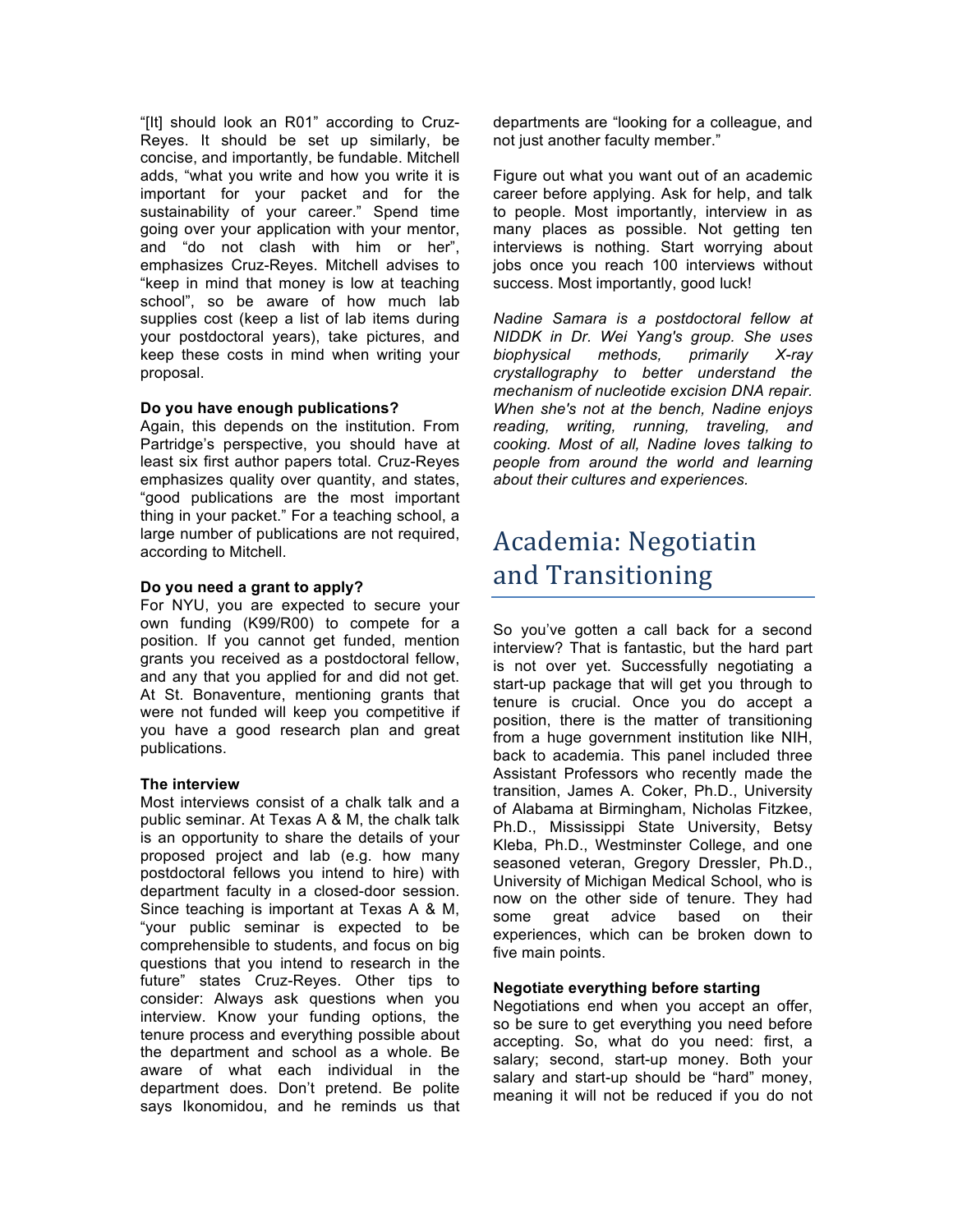"[It] should look an R01" according to Cruz-Reyes. It should be set up similarly, be concise, and importantly, be fundable. Mitchell adds, "what you write and how you write it is important for your packet and for the sustainability of your career." Spend time going over your application with your mentor, and "do not clash with him or her", emphasizes Cruz-Reyes. Mitchell advises to "keep in mind that money is low at teaching school", so be aware of how much lab supplies cost (keep a list of lab items during your postdoctoral years), take pictures, and keep these costs in mind when writing your proposal.

**Do you have enough publications?**
Again, this depends on the institution. From Partridge's perspective, you should have at least six first author papers total. Cruz-Reyes emphasizes quality over quantity, and states, "good publications are the most important thing in your packet." For a teaching school, a large number of publications are not required, according to Mitchell.

**Do you need a grant to apply?**
For NYU, you are expected to secure your own funding (K99/R00) to compete for a position. If you cannot get funded, mention grants you received as a postdoctoral fellow, and any that you applied for and did not get. At St. Bonaventure, mentioning grants that were not funded will keep you competitive if you have a good research plan and great publications.

**The interview**
Most interviews consist of a chalk talk and a public seminar. At Texas A & M, the chalk talk is an opportunity to share the details of your proposed project and lab (e.g. how many postdoctoral fellows you intend to hire) with department faculty in a closed-door session. Since teaching is important at Texas A & M, "your public seminar is expected to be comprehensible to students, and focus on big questions that you intend to research in the future" states Cruz-Reyes. Other tips to consider: Always ask questions when you interview. Know your funding options, the tenure process and everything possible about the department and school as a whole. Be aware of what each individual in the department does. Don't pretend. Be polite says Ikonomidou, and he reminds us that departments are "looking for a colleague, and not just another faculty member."

Figure out what you want out of an academic career before applying. Ask for help, and talk to people. Most importantly, interview in as many places as possible. Not getting ten interviews is nothing. Start worrying about jobs once you reach 100 interviews without success. Most importantly, good luck!

*Nadine Samara is a postdoctoral fellow at NIDDK in Dr. Wei Yang's group. She uses biophysical methods, primarily X-ray crystallography to better understand the mechanism of nucleotide excision DNA repair. When she's not at the bench, Nadine enjoys reading, writing, running, traveling, and cooking. Most of all, Nadine loves talking to people from around the world and learning about their cultures and experiences.*

# Academia: Negotiatin and Transitioning

So you've gotten a call back for a second interview? That is fantastic, but the hard part is not over yet. Successfully negotiating a start-up package that will get you through to tenure is crucial. Once you do accept a position, there is the matter of transitioning from a huge government institution like NIH, back to academia. This panel included three Assistant Professors who recently made the transition, James A. Coker, Ph.D., University of Alabama at Birmingham, Nicholas Fitzkee, Ph.D., Mississippi State University, Betsy Kleba, Ph.D., Westminster College, and one seasoned veteran, Gregory Dressler, Ph.D., University of Michigan Medical School, who is now on the other side of tenure. They had some great advice based on their experiences, which can be broken down to five main points.

**Negotiate everything before starting**
Negotiations end when you accept an offer, so be sure to get everything you need before accepting. So, what do you need: first, a salary; second, start-up money. Both your salary and start-up should be "hard" money, meaning it will not be reduced if you do not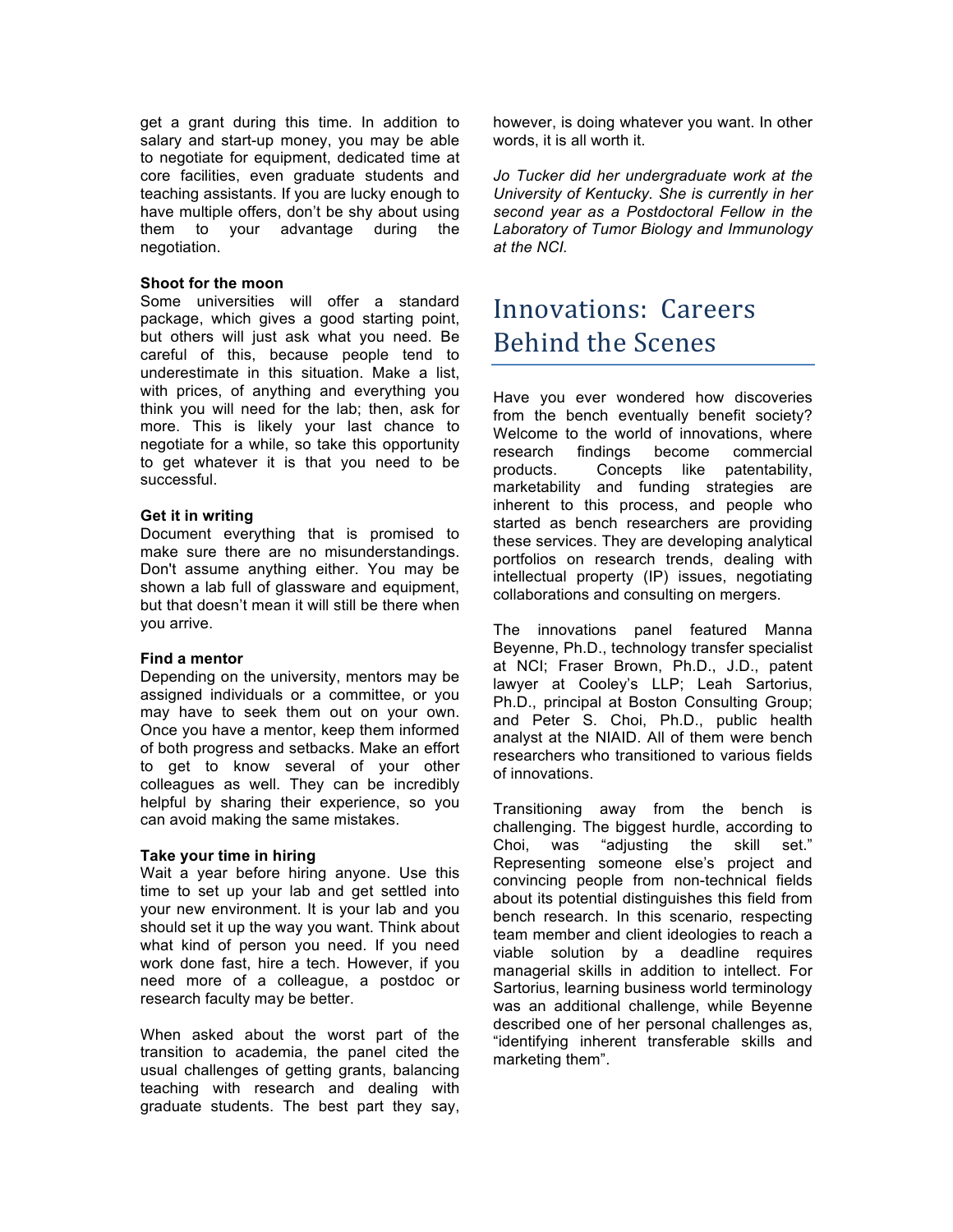get a grant during this time. In addition to salary and start-up money, you may be able to negotiate for equipment, dedicated time at core facilities, even graduate students and teaching assistants. If you are lucky enough to have multiple offers, don't be shy about using them to your advantage during the negotiation.

**Shoot for the moon**

Some universities will offer a standard package, which gives a good starting point, but others will just ask what you need. Be careful of this, because people tend to underestimate in this situation. Make a list, with prices, of anything and everything you think you will need for the lab; then, ask for more. This is likely your last chance to negotiate for a while, so take this opportunity to get whatever it is that you need to be successful.

**Get it in writing**

Document everything that is promised to make sure there are no misunderstandings. Don't assume anything either. You may be shown a lab full of glassware and equipment, but that doesn't mean it will still be there when you arrive.

**Find a mentor**

Depending on the university, mentors may be assigned individuals or a committee, or you may have to seek them out on your own. Once you have a mentor, keep them informed of both progress and setbacks. Make an effort to get to know several of your other colleagues as well. They can be incredibly helpful by sharing their experience, so you can avoid making the same mistakes.

**Take your time in hiring**

Wait a year before hiring anyone. Use this time to set up your lab and get settled into your new environment. It is your lab and you should set it up the way you want. Think about what kind of person you need. If you need work done fast, hire a tech. However, if you need more of a colleague, a postdoc or research faculty may be better.

When asked about the worst part of the transition to academia, the panel cited the usual challenges of getting grants, balancing teaching with research and dealing with graduate students. The best part they say, however, is doing whatever you want. In other words, it is all worth it.

*Jo Tucker did her undergraduate work at the University of Kentucky. She is currently in her second year as a Postdoctoral Fellow in the Laboratory of Tumor Biology and Immunology at the NCI.*

# Innovations: Careers Behind the Scenes

Have you ever wondered how discoveries from the bench eventually benefit society? Welcome to the world of innovations, where research findings become commercial products. Concepts like patentability, marketability and funding strategies are inherent to this process, and people who started as bench researchers are providing these services. They are developing analytical portfolios on research trends, dealing with intellectual property (IP) issues, negotiating collaborations and consulting on mergers.

The innovations panel featured Manna Beyenne, Ph.D., technology transfer specialist at NCI; Fraser Brown, Ph.D., J.D., patent lawyer at Cooley's LLP; Leah Sartorius, Ph.D., principal at Boston Consulting Group; and Peter S. Choi, Ph.D., public health analyst at the NIAID. All of them were bench researchers who transitioned to various fields of innovations.

Transitioning away from the bench is challenging. The biggest hurdle, according to Choi, was "adjusting the skill set." Representing someone else's project and convincing people from non-technical fields about its potential distinguishes this field from bench research. In this scenario, respecting team member and client ideologies to reach a viable solution by a deadline requires managerial skills in addition to intellect. For Sartorius, learning business world terminology was an additional challenge, while Beyenne described one of her personal challenges as, "identifying inherent transferable skills and marketing them".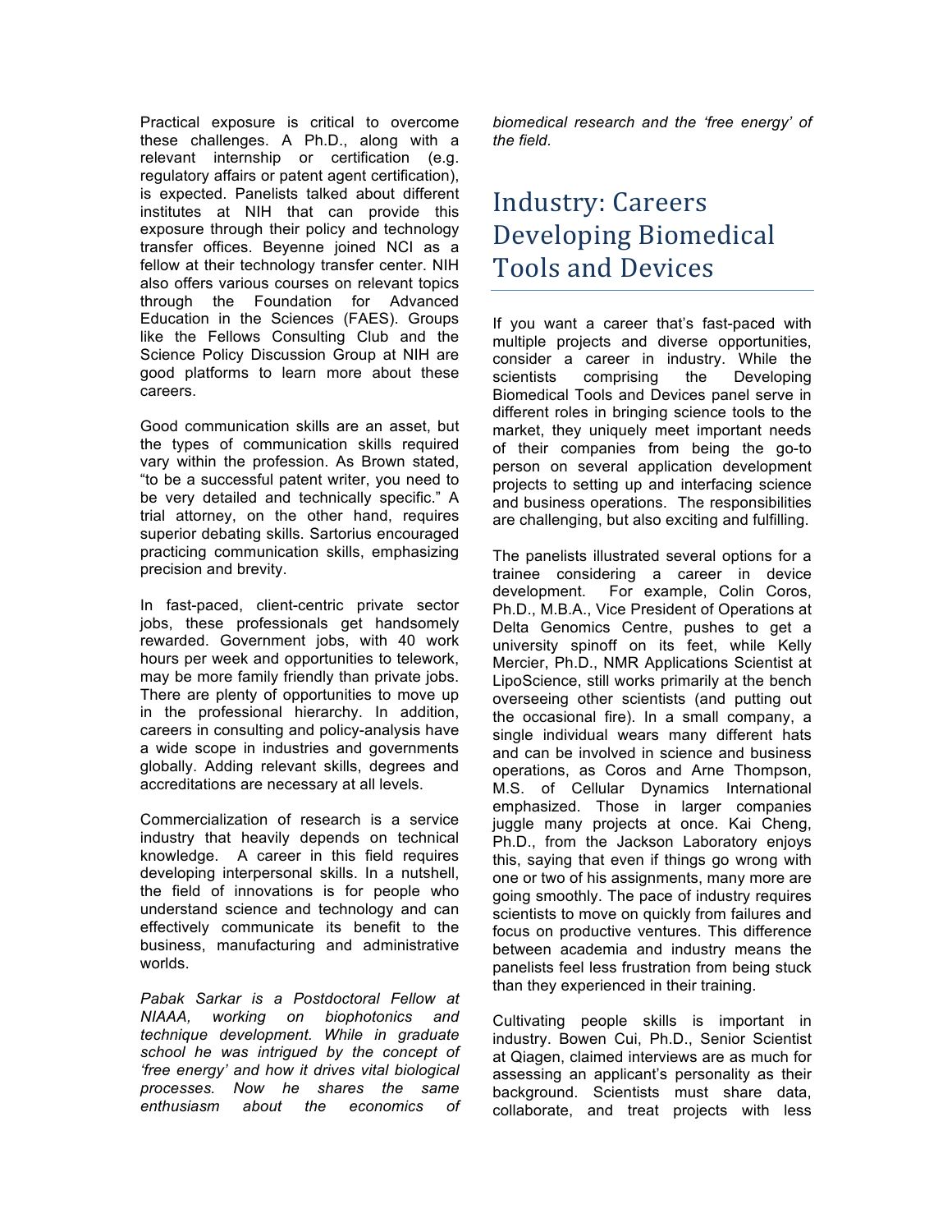Practical exposure is critical to overcome these challenges. A Ph.D., along with a relevant internship or certification (e.g. regulatory affairs or patent agent certification), is expected. Panelists talked about different institutes at NIH that can provide this exposure through their policy and technology transfer offices. Beyenne joined NCI as a fellow at their technology transfer center. NIH also offers various courses on relevant topics through the Foundation for Advanced Education in the Sciences (FAES). Groups like the Fellows Consulting Club and the Science Policy Discussion Group at NIH are good platforms to learn more about these careers.

Good communication skills are an asset, but the types of communication skills required vary within the profession. As Brown stated, "to be a successful patent writer, you need to be very detailed and technically specific." A trial attorney, on the other hand, requires superior debating skills. Sartorius encouraged practicing communication skills, emphasizing precision and brevity.

In fast-paced, client-centric private sector jobs, these professionals get handsomely rewarded. Government jobs, with 40 work hours per week and opportunities to telework, may be more family friendly than private jobs. There are plenty of opportunities to move up in the professional hierarchy. In addition, careers in consulting and policy-analysis have a wide scope in industries and governments globally. Adding relevant skills, degrees and accreditations are necessary at all levels.

Commercialization of research is a service industry that heavily depends on technical knowledge. A career in this field requires developing interpersonal skills. In a nutshell, the field of innovations is for people who understand science and technology and can effectively communicate its benefit to the business, manufacturing and administrative worlds.

*Pabak Sarkar is a Postdoctoral Fellow at NIAAA, working on biophotonics and technique development. While in graduate school he was intrigued by the concept of 'free energy' and how it drives vital biological processes. Now he shares the same enthusiasm about the economics of biomedical research and the 'free energy' of the field.*

# Industry: Careers Developing Biomedical Tools and Devices

If you want a career that's fast-paced with multiple projects and diverse opportunities, consider a career in industry. While the scientists comprising the Developing Biomedical Tools and Devices panel serve in different roles in bringing science tools to the market, they uniquely meet important needs of their companies from being the go-to person on several application development projects to setting up and interfacing science and business operations. The responsibilities are challenging, but also exciting and fulfilling.

The panelists illustrated several options for a trainee considering a career in device development. For example, Colin Coros, Ph.D., M.B.A., Vice President of Operations at Delta Genomics Centre, pushes to get a university spinoff on its feet, while Kelly Mercier, Ph.D., NMR Applications Scientist at LipoScience, still works primarily at the bench overseeing other scientists (and putting out the occasional fire). In a small company, a single individual wears many different hats and can be involved in science and business operations, as Coros and Arne Thompson, M.S. of Cellular Dynamics International emphasized. Those in larger companies juggle many projects at once. Kai Cheng, Ph.D., from the Jackson Laboratory enjoys this, saying that even if things go wrong with one or two of his assignments, many more are going smoothly. The pace of industry requires scientists to move on quickly from failures and focus on productive ventures. This difference between academia and industry means the panelists feel less frustration from being stuck than they experienced in their training.

Cultivating people skills is important in industry. Bowen Cui, Ph.D., Senior Scientist at Qiagen, claimed interviews are as much for assessing an applicant's personality as their background. Scientists must share data, collaborate, and treat projects with less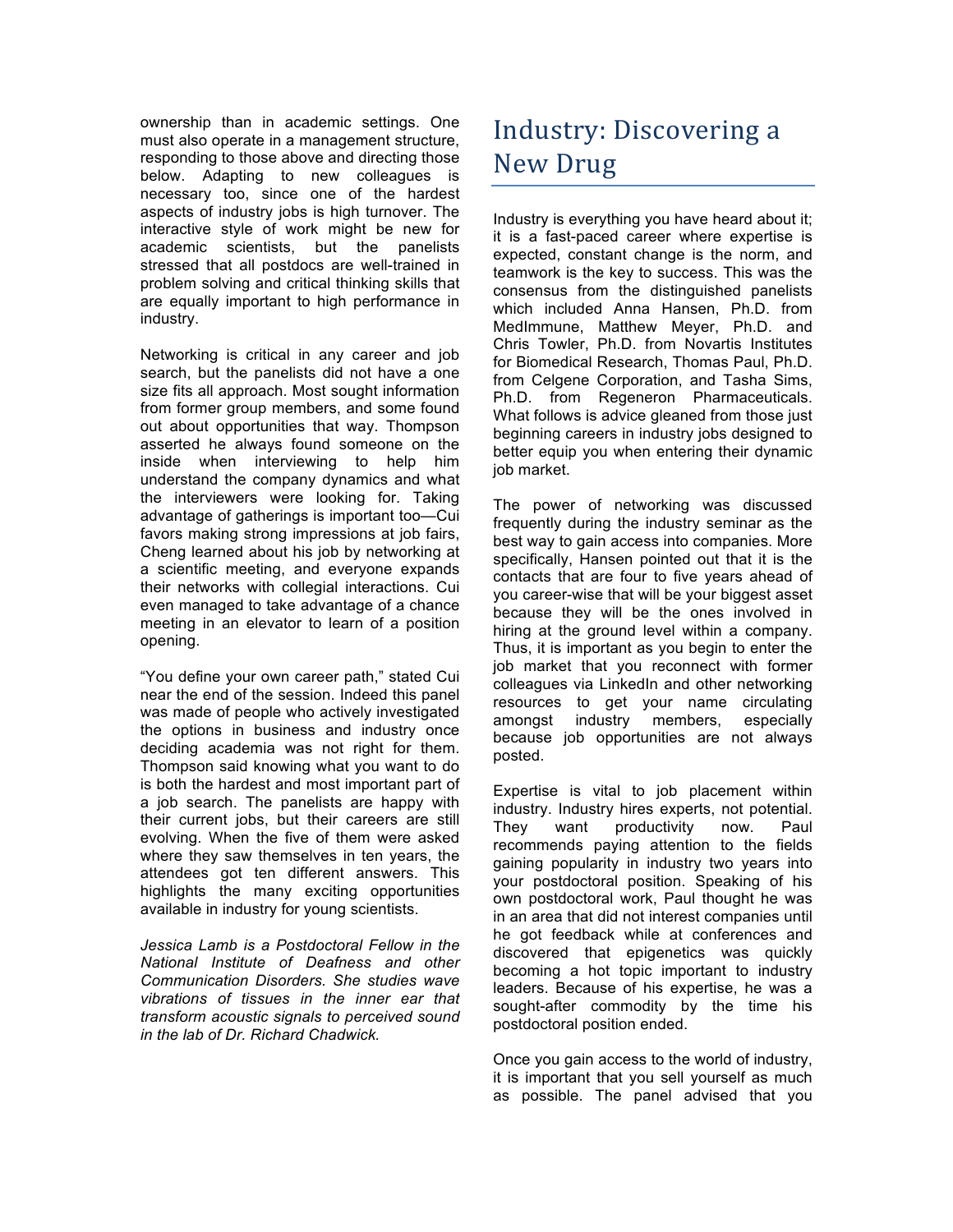ownership than in academic settings. One must also operate in a management structure, responding to those above and directing those below. Adapting to new colleagues is necessary too, since one of the hardest aspects of industry jobs is high turnover. The interactive style of work might be new for academic scientists, but the panelists stressed that all postdocs are well-trained in problem solving and critical thinking skills that are equally important to high performance in industry.

Networking is critical in any career and job search, but the panelists did not have a one size fits all approach. Most sought information from former group members, and some found out about opportunities that way. Thompson asserted he always found someone on the inside when interviewing to help him understand the company dynamics and what the interviewers were looking for. Taking advantage of gatherings is important too—Cui favors making strong impressions at job fairs, Cheng learned about his job by networking at a scientific meeting, and everyone expands their networks with collegial interactions. Cui even managed to take advantage of a chance meeting in an elevator to learn of a position opening.

"You define your own career path," stated Cui near the end of the session. Indeed this panel was made of people who actively investigated the options in business and industry once deciding academia was not right for them. Thompson said knowing what you want to do is both the hardest and most important part of a job search. The panelists are happy with their current jobs, but their careers are still evolving. When the five of them were asked where they saw themselves in ten years, the attendees got ten different answers. This highlights the many exciting opportunities available in industry for young scientists.

*Jessica Lamb is a Postdoctoral Fellow in the National Institute of Deafness and other Communication Disorders. She studies wave vibrations of tissues in the inner ear that transform acoustic signals to perceived sound in the lab of Dr. Richard Chadwick.*

# Industry: Discovering a New Drug

Industry is everything you have heard about it; it is a fast-paced career where expertise is expected, constant change is the norm, and teamwork is the key to success. This was the consensus from the distinguished panelists which included Anna Hansen, Ph.D. from MedImmune, Matthew Meyer, Ph.D. and Chris Towler, Ph.D. from Novartis Institutes for Biomedical Research, Thomas Paul, Ph.D. from Celgene Corporation, and Tasha Sims, Ph.D. from Regeneron Pharmaceuticals. What follows is advice gleaned from those just beginning careers in industry jobs designed to better equip you when entering their dynamic job market.

The power of networking was discussed frequently during the industry seminar as the best way to gain access into companies. More specifically, Hansen pointed out that it is the contacts that are four to five years ahead of you career-wise that will be your biggest asset because they will be the ones involved in hiring at the ground level within a company. Thus, it is important as you begin to enter the job market that you reconnect with former colleagues via LinkedIn and other networking resources to get your name circulating amongst industry members, especially because job opportunities are not always posted.

Expertise is vital to job placement within industry. Industry hires experts, not potential. They want productivity now. Paul recommends paying attention to the fields gaining popularity in industry two years into your postdoctoral position. Speaking of his own postdoctoral work, Paul thought he was in an area that did not interest companies until he got feedback while at conferences and discovered that epigenetics was quickly becoming a hot topic important to industry leaders. Because of his expertise, he was a sought-after commodity by the time his postdoctoral position ended.

Once you gain access to the world of industry, it is important that you sell yourself as much as possible. The panel advised that you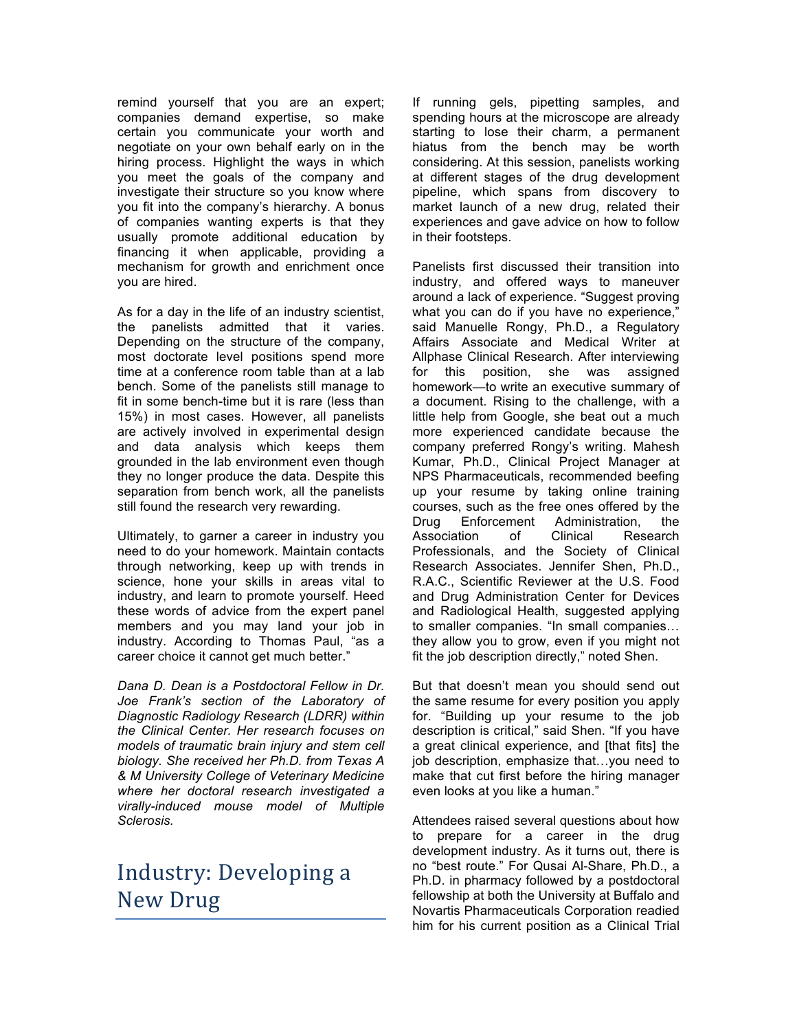remind yourself that you are an expert; companies demand expertise, so make certain you communicate your worth and negotiate on your own behalf early on in the hiring process. Highlight the ways in which you meet the goals of the company and investigate their structure so you know where you fit into the company's hierarchy. A bonus of companies wanting experts is that they usually promote additional education by financing it when applicable, providing a mechanism for growth and enrichment once you are hired.

As for a day in the life of an industry scientist, the panelists admitted that it varies. Depending on the structure of the company, most doctorate level positions spend more time at a conference room table than at a lab bench. Some of the panelists still manage to fit in some bench-time but it is rare (less than 15%) in most cases. However, all panelists are actively involved in experimental design and data analysis which keeps them grounded in the lab environment even though they no longer produce the data. Despite this separation from bench work, all the panelists still found the research very rewarding.

Ultimately, to garner a career in industry you need to do your homework. Maintain contacts through networking, keep up with trends in science, hone your skills in areas vital to industry, and learn to promote yourself. Heed these words of advice from the expert panel members and you may land your job in industry. According to Thomas Paul, "as a career choice it cannot get much better."

*Dana D. Dean is a Postdoctoral Fellow in Dr. Joe Frank's section of the Laboratory of Diagnostic Radiology Research (LDRR) within the Clinical Center. Her research focuses on models of traumatic brain injury and stem cell biology. She received her Ph.D. from Texas A & M University College of Veterinary Medicine where her doctoral research investigated a virally-induced mouse model of Multiple Sclerosis.*

# Industry: Developing a New Drug

If running gels, pipetting samples, and spending hours at the microscope are already starting to lose their charm, a permanent hiatus from the bench may be worth considering. At this session, panelists working at different stages of the drug development pipeline, which spans from discovery to market launch of a new drug, related their experiences and gave advice on how to follow in their footsteps.

Panelists first discussed their transition into industry, and offered ways to maneuver around a lack of experience. "Suggest proving what you can do if you have no experience," said Manuelle Rongy, Ph.D., a Regulatory Affairs Associate and Medical Writer at Allphase Clinical Research. After interviewing for this position, she was assigned homework—to write an executive summary of a document. Rising to the challenge, with a little help from Google, she beat out a much more experienced candidate because the company preferred Rongy's writing. Mahesh Kumar, Ph.D., Clinical Project Manager at NPS Pharmaceuticals, recommended beefing up your resume by taking online training courses, such as the free ones offered by the Drug Enforcement Administration, the Association of Clinical Research Professionals, and the Society of Clinical Research Associates. Jennifer Shen, Ph.D., R.A.C., Scientific Reviewer at the U.S. Food and Drug Administration Center for Devices and Radiological Health, suggested applying to smaller companies. "In small companies… they allow you to grow, even if you might not fit the job description directly," noted Shen.

But that doesn't mean you should send out the same resume for every position you apply for. "Building up your resume to the job description is critical," said Shen. "If you have a great clinical experience, and [that fits] the job description, emphasize that…you need to make that cut first before the hiring manager even looks at you like a human."

Attendees raised several questions about how to prepare for a career in the drug development industry. As it turns out, there is no "best route." For Qusai Al-Share, Ph.D., a Ph.D. in pharmacy followed by a postdoctoral fellowship at both the University at Buffalo and Novartis Pharmaceuticals Corporation readied him for his current position as a Clinical Trial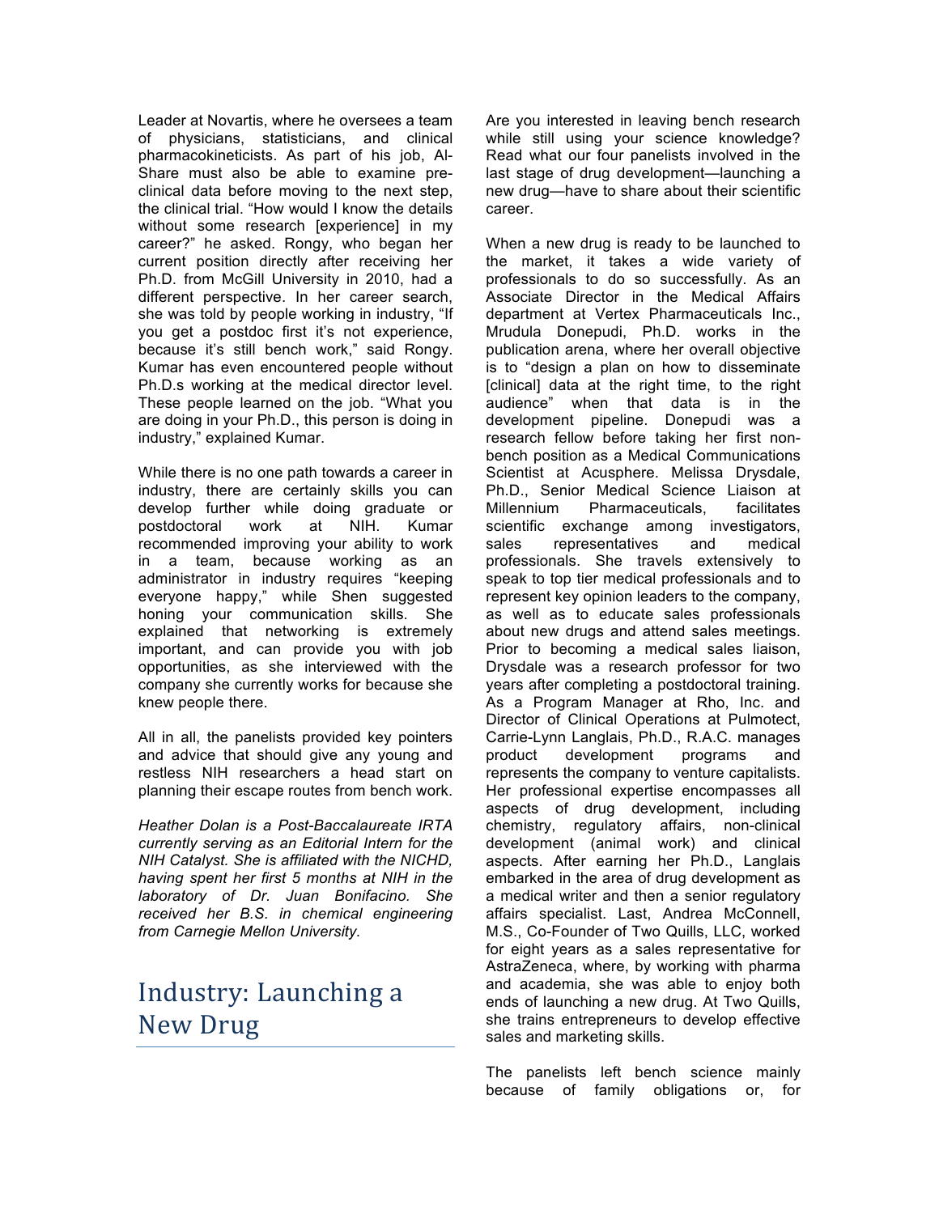Leader at Novartis, where he oversees a team of physicians, statisticians, and clinical pharmacokineticists. As part of his job, Al-Share must also be able to examine pre-clinical data before moving to the next step, the clinical trial. "How would I know the details without some research [experience] in my career?" he asked. Rongy, who began her current position directly after receiving her Ph.D. from McGill University in 2010, had a different perspective. In her career search, she was told by people working in industry, "If you get a postdoc first it's not experience, because it's still bench work," said Rongy. Kumar has even encountered people without Ph.D.s working at the medical director level. These people learned on the job. "What you are doing in your Ph.D., this person is doing in industry," explained Kumar.

While there is no one path towards a career in industry, there are certainly skills you can develop further while doing graduate or postdoctoral work at NIH. Kumar recommended improving your ability to work in a team, because working as an administrator in industry requires "keeping everyone happy," while Shen suggested honing your communication skills. She explained that networking is extremely important, and can provide you with job opportunities, as she interviewed with the company she currently works for because she knew people there.

All in all, the panelists provided key pointers and advice that should give any young and restless NIH researchers a head start on planning their escape routes from bench work.

*Heather Dolan is a Post-Baccalaureate IRTA currently serving as an Editorial Intern for the NIH Catalyst. She is affiliated with the NICHD, having spent her first 5 months at NIH in the laboratory of Dr. Juan Bonifacino. She received her B.S. in chemical engineering from Carnegie Mellon University.*

# Industry: Launching a New Drug

Are you interested in leaving bench research while still using your science knowledge? Read what our four panelists involved in the last stage of drug development—launching a new drug—have to share about their scientific career.

When a new drug is ready to be launched to the market, it takes a wide variety of professionals to do so successfully. As an Associate Director in the Medical Affairs department at Vertex Pharmaceuticals Inc., Mrudula Donepudi, Ph.D. works in the publication arena, where her overall objective is to "design a plan on how to disseminate [clinical] data at the right time, to the right audience" when that data is in the development pipeline. Donepudi was a research fellow before taking her first non-bench position as a Medical Communications Scientist at Acusphere. Melissa Drysdale, Ph.D., Senior Medical Science Liaison at Millennium Pharmaceuticals, facilitates scientific exchange among investigators, sales representatives and medical professionals. She travels extensively to speak to top tier medical professionals and to represent key opinion leaders to the company, as well as to educate sales professionals about new drugs and attend sales meetings. Prior to becoming a medical sales liaison, Drysdale was a research professor for two years after completing a postdoctoral training. As a Program Manager at Rho, Inc. and Director of Clinical Operations at Pulmotect, Carrie-Lynn Langlais, Ph.D., R.A.C. manages product development programs and represents the company to venture capitalists. Her professional expertise encompasses all aspects of drug development, including chemistry, regulatory affairs, non-clinical development (animal work) and clinical aspects. After earning her Ph.D., Langlais embarked in the area of drug development as a medical writer and then a senior regulatory affairs specialist. Last, Andrea McConnell, M.S., Co-Founder of Two Quills, LLC, worked for eight years as a sales representative for AstraZeneca, where, by working with pharma and academia, she was able to enjoy both ends of launching a new drug. At Two Quills, she trains entrepreneurs to develop effective sales and marketing skills.

The panelists left bench science mainly because of family obligations or, for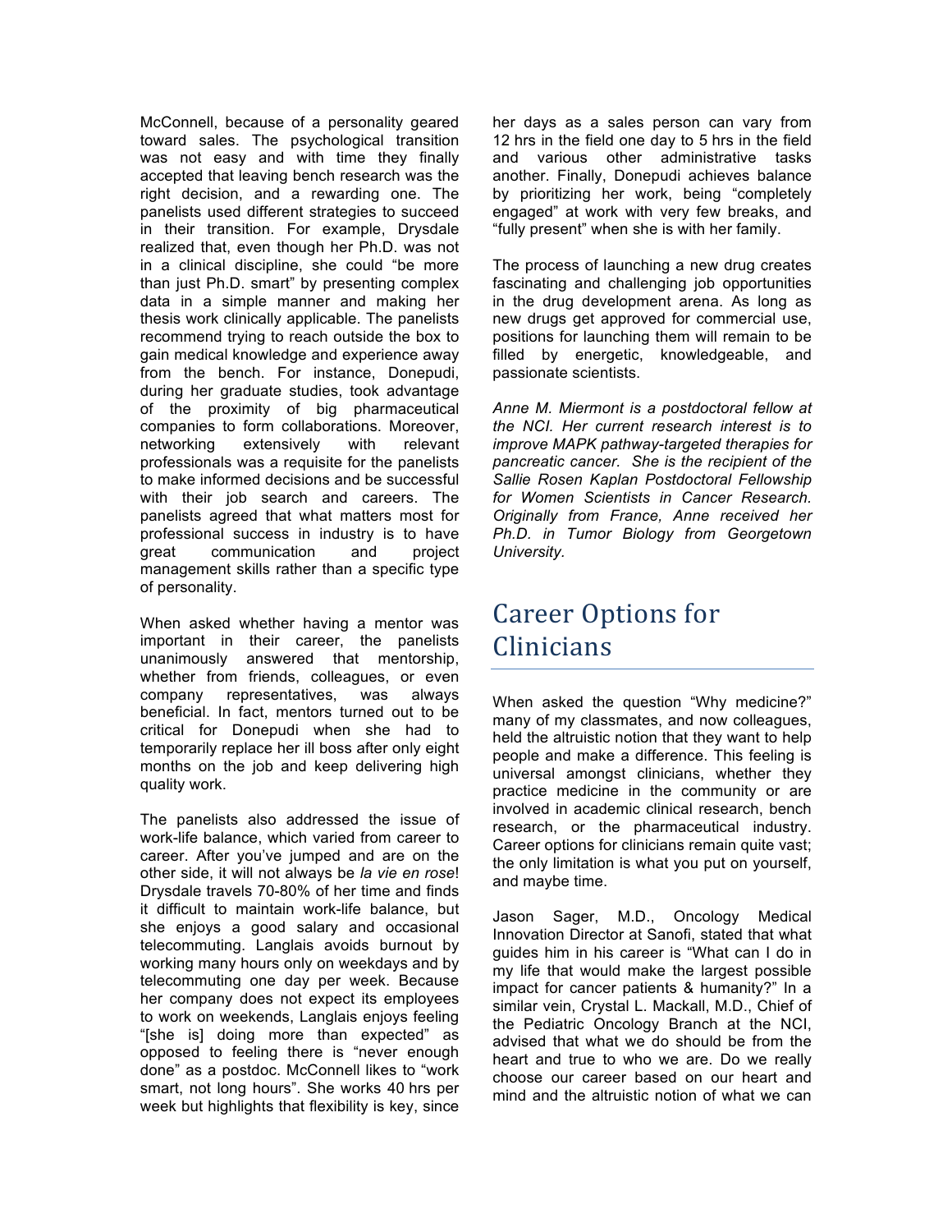McConnell, because of a personality geared toward sales. The psychological transition was not easy and with time they finally accepted that leaving bench research was the right decision, and a rewarding one. The panelists used different strategies to succeed in their transition. For example, Drysdale realized that, even though her Ph.D. was not in a clinical discipline, she could "be more than just Ph.D. smart" by presenting complex data in a simple manner and making her thesis work clinically applicable. The panelists recommend trying to reach outside the box to gain medical knowledge and experience away from the bench. For instance, Donepudi, during her graduate studies, took advantage of the proximity of big pharmaceutical companies to form collaborations. Moreover, networking extensively with relevant professionals was a requisite for the panelists to make informed decisions and be successful with their job search and careers. The panelists agreed that what matters most for professional success in industry is to have great communication and project management skills rather than a specific type of personality.

When asked whether having a mentor was important in their career, the panelists unanimously answered that mentorship, whether from friends, colleagues, or even company representatives, was always beneficial. In fact, mentors turned out to be critical for Donepudi when she had to temporarily replace her ill boss after only eight months on the job and keep delivering high quality work.

The panelists also addressed the issue of work-life balance, which varied from career to career. After you've jumped and are on the other side, it will not always be *la vie en rose*! Drysdale travels 70-80% of her time and finds it difficult to maintain work-life balance, but she enjoys a good salary and occasional telecommuting. Langlais avoids burnout by working many hours only on weekdays and by telecommuting one day per week. Because her company does not expect its employees to work on weekends, Langlais enjoys feeling "[she is] doing more than expected" as opposed to feeling there is "never enough done" as a postdoc. McConnell likes to "work smart, not long hours". She works 40 hrs per week but highlights that flexibility is key, since her days as a sales person can vary from 12 hrs in the field one day to 5 hrs in the field and various other administrative tasks another. Finally, Donepudi achieves balance by prioritizing her work, being "completely engaged" at work with very few breaks, and "fully present" when she is with her family.

The process of launching a new drug creates fascinating and challenging job opportunities in the drug development arena. As long as new drugs get approved for commercial use, positions for launching them will remain to be filled by energetic, knowledgeable, and passionate scientists.

*Anne M. Miermont is a postdoctoral fellow at the NCI. Her current research interest is to improve MAPK pathway-targeted therapies for pancreatic cancer. She is the recipient of the Sallie Rosen Kaplan Postdoctoral Fellowship for Women Scientists in Cancer Research. Originally from France, Anne received her Ph.D. in Tumor Biology from Georgetown University.*

# Career Options for Clinicians

When asked the question "Why medicine?" many of my classmates, and now colleagues, held the altruistic notion that they want to help people and make a difference. This feeling is universal amongst clinicians, whether they practice medicine in the community or are involved in academic clinical research, bench research, or the pharmaceutical industry. Career options for clinicians remain quite vast; the only limitation is what you put on yourself, and maybe time.

Jason Sager, M.D., Oncology Medical Innovation Director at Sanofi, stated that what guides him in his career is "What can I do in my life that would make the largest possible impact for cancer patients & humanity?" In a similar vein, Crystal L. Mackall, M.D., Chief of the Pediatric Oncology Branch at the NCI, advised that what we do should be from the heart and true to who we are. Do we really choose our career based on our heart and mind and the altruistic notion of what we can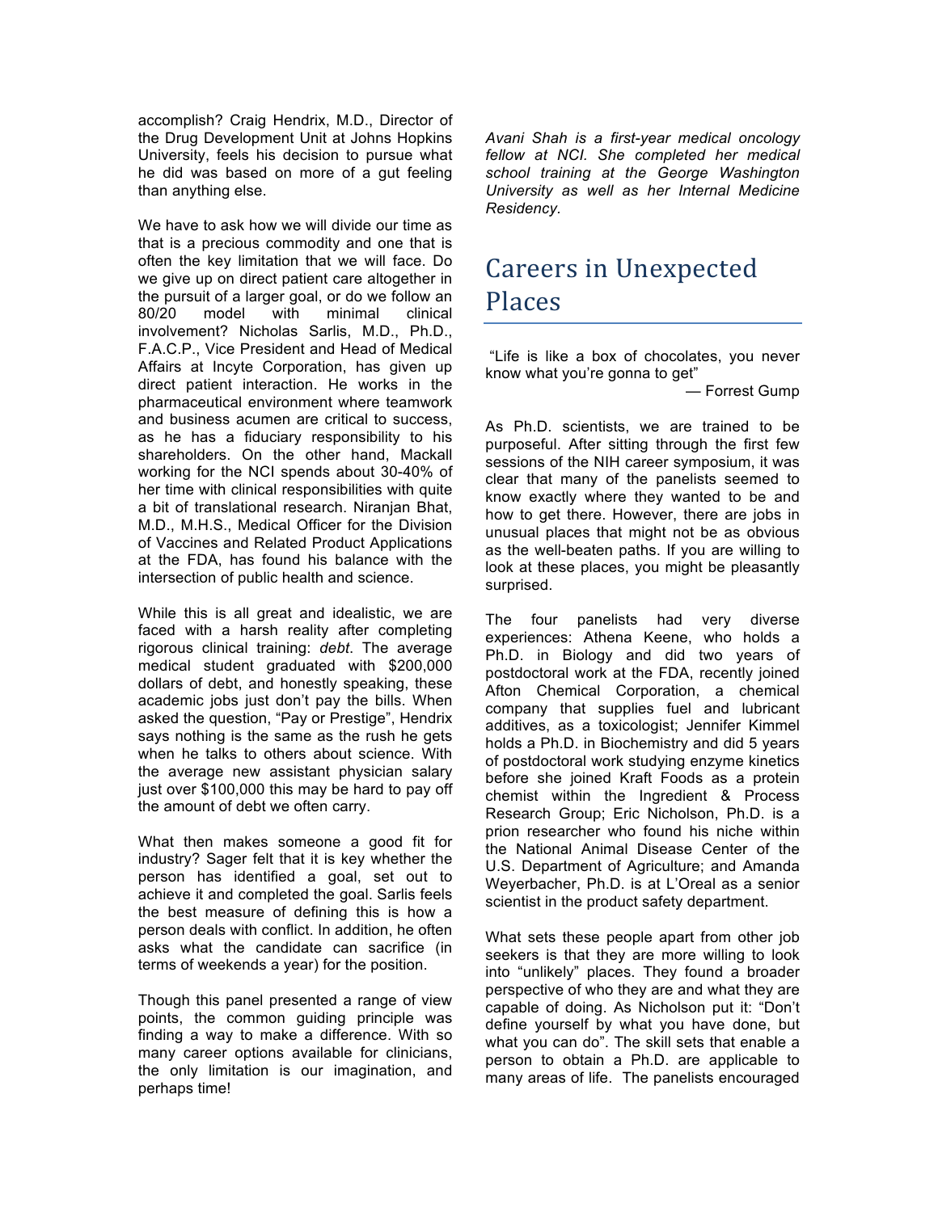accomplish? Craig Hendrix, M.D., Director of the Drug Development Unit at Johns Hopkins University, feels his decision to pursue what he did was based on more of a gut feeling than anything else.

We have to ask how we will divide our time as that is a precious commodity and one that is often the key limitation that we will face. Do we give up on direct patient care altogether in the pursuit of a larger goal, or do we follow an 80/20 model with minimal clinical involvement? Nicholas Sarlis, M.D., Ph.D., F.A.C.P., Vice President and Head of Medical Affairs at Incyte Corporation, has given up direct patient interaction. He works in the pharmaceutical environment where teamwork and business acumen are critical to success, as he has a fiduciary responsibility to his shareholders. On the other hand, Mackall working for the NCI spends about 30-40% of her time with clinical responsibilities with quite a bit of translational research. Niranjan Bhat, M.D., M.H.S., Medical Officer for the Division of Vaccines and Related Product Applications at the FDA, has found his balance with the intersection of public health and science.

While this is all great and idealistic, we are faced with a harsh reality after completing rigorous clinical training: *debt*. The average medical student graduated with $200,000 dollars of debt, and honestly speaking, these academic jobs just don't pay the bills. When asked the question, "Pay or Prestige", Hendrix says nothing is the same as the rush he gets when he talks to others about science. With the average new assistant physician salary just over $100,000 this may be hard to pay off the amount of debt we often carry.

What then makes someone a good fit for industry? Sager felt that it is key whether the person has identified a goal, set out to achieve it and completed the goal. Sarlis feels the best measure of defining this is how a person deals with conflict. In addition, he often asks what the candidate can sacrifice (in terms of weekends a year) for the position.

Though this panel presented a range of view points, the common guiding principle was finding a way to make a difference. With so many career options available for clinicians, the only limitation is our imagination, and perhaps time!

*Avani Shah is a first-year medical oncology fellow at NCI. She completed her medical school training at the George Washington University as well as her Internal Medicine Residency.*

## Careers in Unexpected Places

"Life is like a box of chocolates, you never know what you're gonna to get"

— Forrest Gump

As Ph.D. scientists, we are trained to be purposeful. After sitting through the first few sessions of the NIH career symposium, it was clear that many of the panelists seemed to know exactly where they wanted to be and how to get there. However, there are jobs in unusual places that might not be as obvious as the well-beaten paths. If you are willing to look at these places, you might be pleasantly surprised.

The four panelists had very diverse experiences: Athena Keene, who holds a Ph.D. in Biology and did two years of postdoctoral work at the FDA, recently joined Afton Chemical Corporation, a chemical company that supplies fuel and lubricant additives, as a toxicologist; Jennifer Kimmel holds a Ph.D. in Biochemistry and did 5 years of postdoctoral work studying enzyme kinetics before she joined Kraft Foods as a protein chemist within the Ingredient & Process Research Group; Eric Nicholson, Ph.D. is a prion researcher who found his niche within the National Animal Disease Center of the U.S. Department of Agriculture; and Amanda Weyerbacher, Ph.D. is at L'Oreal as a senior scientist in the product safety department.

What sets these people apart from other job seekers is that they are more willing to look into "unlikely" places. They found a broader perspective of who they are and what they are capable of doing. As Nicholson put it: "Don't define yourself by what you have done, but what you can do". The skill sets that enable a person to obtain a Ph.D. are applicable to many areas of life. The panelists encouraged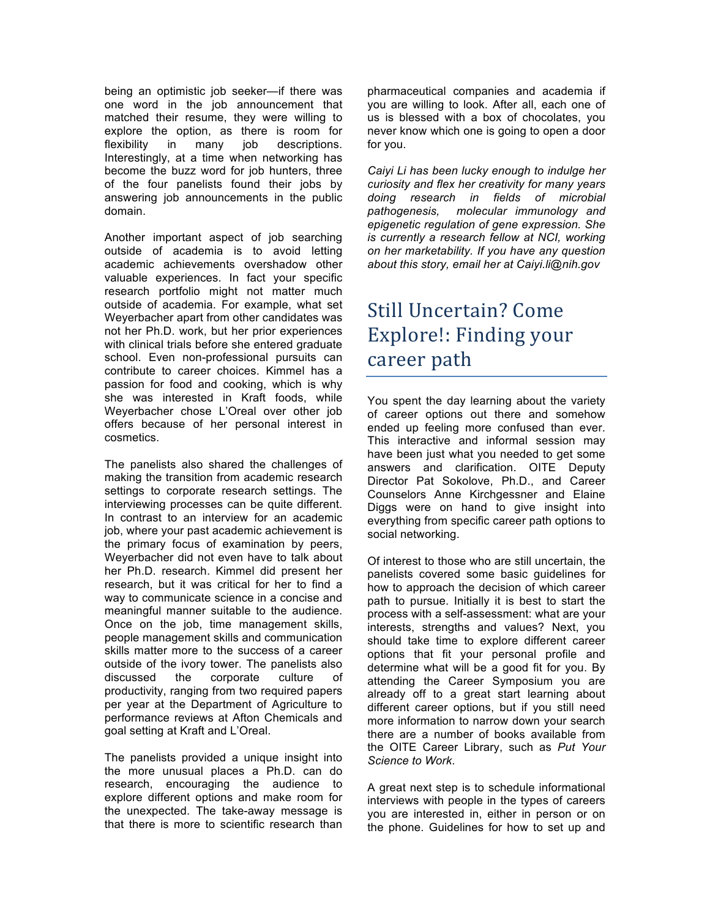being an optimistic job seeker—if there was one word in the job announcement that matched their resume, they were willing to explore the option, as there is room for flexibility in many job descriptions. Interestingly, at a time when networking has become the buzz word for job hunters, three of the four panelists found their jobs by answering job announcements in the public domain.

Another important aspect of job searching outside of academia is to avoid letting academic achievements overshadow other valuable experiences. In fact your specific research portfolio might not matter much outside of academia. For example, what set Weyerbacher apart from other candidates was not her Ph.D. work, but her prior experiences with clinical trials before she entered graduate school. Even non-professional pursuits can contribute to career choices. Kimmel has a passion for food and cooking, which is why she was interested in Kraft foods, while Weyerbacher chose L'Oreal over other job offers because of her personal interest in cosmetics.

The panelists also shared the challenges of making the transition from academic research settings to corporate research settings. The interviewing processes can be quite different. In contrast to an interview for an academic job, where your past academic achievement is the primary focus of examination by peers, Weyerbacher did not even have to talk about her Ph.D. research. Kimmel did present her research, but it was critical for her to find a way to communicate science in a concise and meaningful manner suitable to the audience. Once on the job, time management skills, people management skills and communication skills matter more to the success of a career outside of the ivory tower. The panelists also discussed the corporate culture of productivity, ranging from two required papers per year at the Department of Agriculture to performance reviews at Afton Chemicals and goal setting at Kraft and L'Oreal.

The panelists provided a unique insight into the more unusual places a Ph.D. can do research, encouraging the audience to explore different options and make room for the unexpected. The take-away message is that there is more to scientific research than pharmaceutical companies and academia if you are willing to look. After all, each one of us is blessed with a box of chocolates, you never know which one is going to open a door for you.

*Caiyi Li has been lucky enough to indulge her curiosity and flex her creativity for many years doing research in fields of microbial pathogenesis, molecular immunology and epigenetic regulation of gene expression. She is currently a research fellow at NCI, working on her marketability. If you have any question about this story, email her at Caiyi.li@nih.gov*

## Still Uncertain? Come Explore!: Finding your career path

You spent the day learning about the variety of career options out there and somehow ended up feeling more confused than ever. This interactive and informal session may have been just what you needed to get some answers and clarification. OITE Deputy Director Pat Sokolove, Ph.D., and Career Counselors Anne Kirchgessner and Elaine Diggs were on hand to give insight into everything from specific career path options to social networking.

Of interest to those who are still uncertain, the panelists covered some basic guidelines for how to approach the decision of which career path to pursue. Initially it is best to start the process with a self-assessment: what are your interests, strengths and values? Next, you should take time to explore different career options that fit your personal profile and determine what will be a good fit for you. By attending the Career Symposium you are already off to a great start learning about different career options, but if you still need more information to narrow down your search there are a number of books available from the OITE Career Library, such as *Put Your Science to Work*.

A great next step is to schedule informational interviews with people in the types of careers you are interested in, either in person or on the phone. Guidelines for how to set up and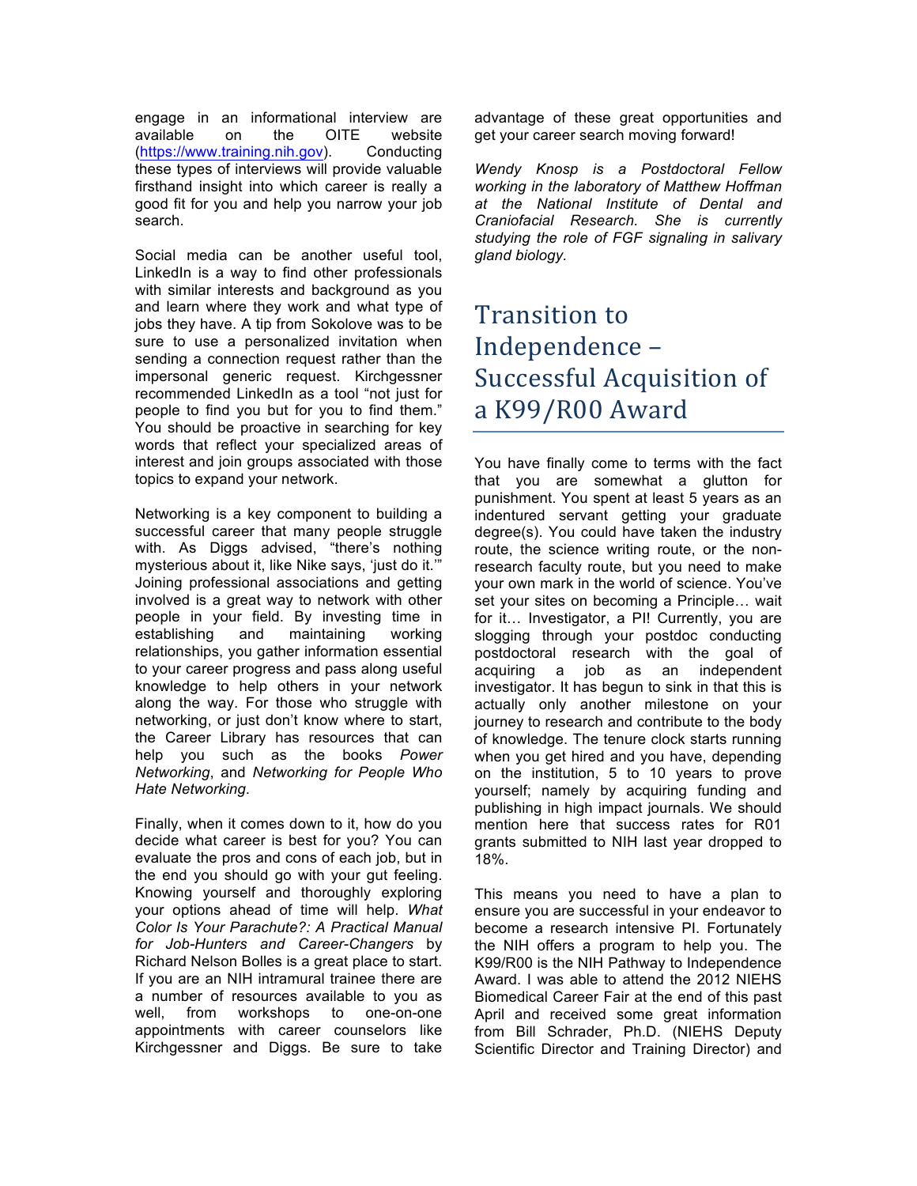engage in an informational interview are available on the OITE website (https://www.training.nih.gov). Conducting these types of interviews will provide valuable firsthand insight into which career is really a good fit for you and help you narrow your job search.

Social media can be another useful tool, LinkedIn is a way to find other professionals with similar interests and background as you and learn where they work and what type of jobs they have. A tip from Sokolove was to be sure to use a personalized invitation when sending a connection request rather than the impersonal generic request. Kirchgessner recommended LinkedIn as a tool "not just for people to find you but for you to find them." You should be proactive in searching for key words that reflect your specialized areas of interest and join groups associated with those topics to expand your network.

Networking is a key component to building a successful career that many people struggle with. As Diggs advised, "there's nothing mysterious about it, like Nike says, 'just do it.'" Joining professional associations and getting involved is a great way to network with other people in your field. By investing time in establishing and maintaining working relationships, you gather information essential to your career progress and pass along useful knowledge to help others in your network along the way. For those who struggle with networking, or just don't know where to start, the Career Library has resources that can help you such as the books *Power Networking*, and *Networking for People Who Hate Networking*.

Finally, when it comes down to it, how do you decide what career is best for you? You can evaluate the pros and cons of each job, but in the end you should go with your gut feeling. Knowing yourself and thoroughly exploring your options ahead of time will help. *What Color Is Your Parachute?: A Practical Manual for Job-Hunters and Career-Changers* by Richard Nelson Bolles is a great place to start. If you are an NIH intramural trainee there are a number of resources available to you as well, from workshops to one-on-one appointments with career counselors like Kirchgessner and Diggs. Be sure to take advantage of these great opportunities and get your career search moving forward!

*Wendy Knosp is a Postdoctoral Fellow working in the laboratory of Matthew Hoffman at the National Institute of Dental and Craniofacial Research. She is currently studying the role of FGF signaling in salivary gland biology.*

# Transition to Independence – Successful Acquisition of a K99/R00 Award

You have finally come to terms with the fact that you are somewhat a glutton for punishment. You spent at least 5 years as an indentured servant getting your graduate degree(s). You could have taken the industry route, the science writing route, or the non-research faculty route, but you need to make your own mark in the world of science. You've set your sites on becoming a Principle… wait for it… Investigator, a PI! Currently, you are slogging through your postdoc conducting postdoctoral research with the goal of acquiring a job as an independent investigator. It has begun to sink in that this is actually only another milestone on your journey to research and contribute to the body of knowledge. The tenure clock starts running when you get hired and you have, depending on the institution, 5 to 10 years to prove yourself; namely by acquiring funding and publishing in high impact journals. We should mention here that success rates for R01 grants submitted to NIH last year dropped to 18%.

This means you need to have a plan to ensure you are successful in your endeavor to become a research intensive PI. Fortunately the NIH offers a program to help you. The K99/R00 is the NIH Pathway to Independence Award. I was able to attend the 2012 NIEHS Biomedical Career Fair at the end of this past April and received some great information from Bill Schrader, Ph.D. (NIEHS Deputy Scientific Director and Training Director) and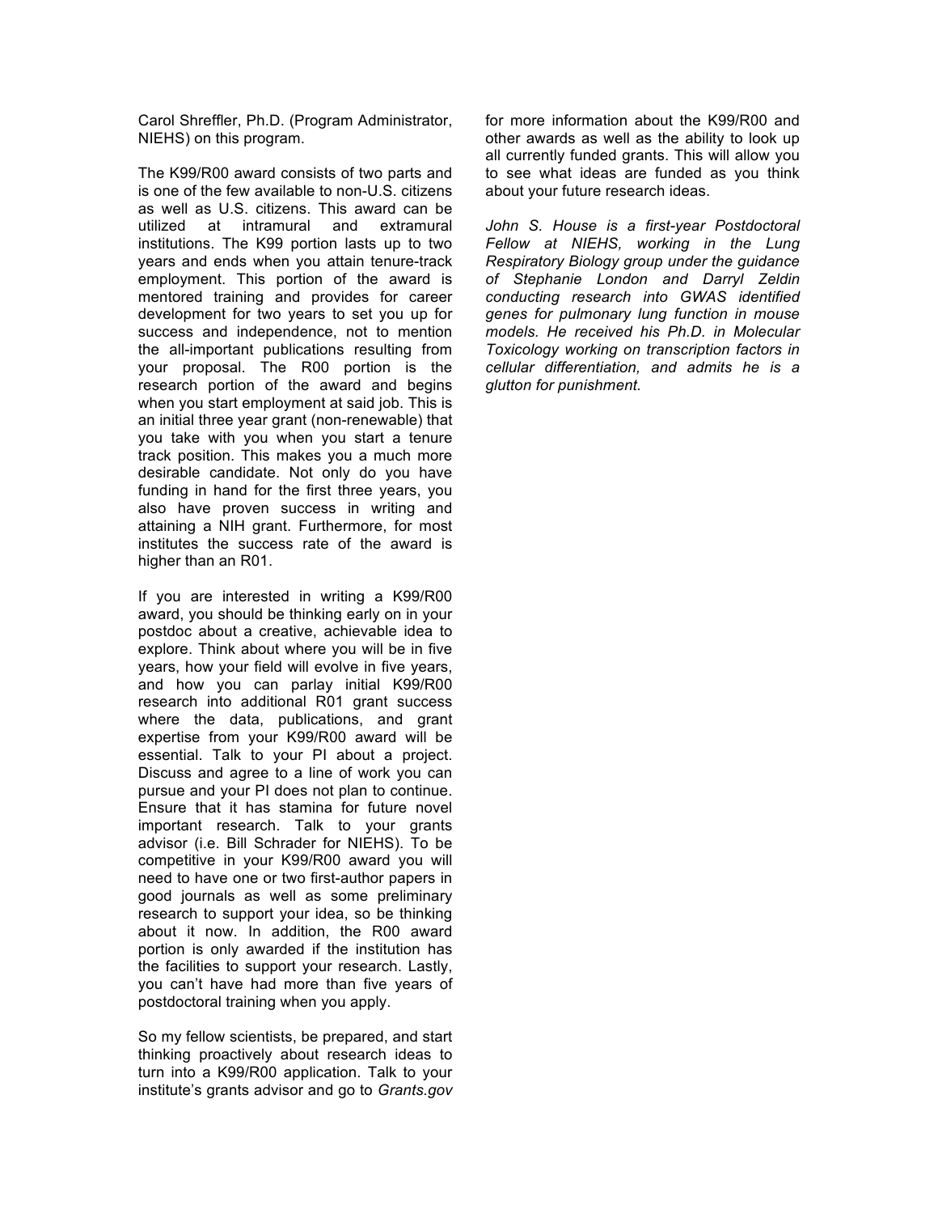Carol Shreffler, Ph.D. (Program Administrator, NIEHS) on this program.

The K99/R00 award consists of two parts and is one of the few available to non-U.S. citizens as well as U.S. citizens. This award can be utilized at intramural and extramural institutions. The K99 portion lasts up to two years and ends when you attain tenure-track employment. This portion of the award is mentored training and provides for career development for two years to set you up for success and independence, not to mention the all-important publications resulting from your proposal. The R00 portion is the research portion of the award and begins when you start employment at said job. This is an initial three year grant (non-renewable) that you take with you when you start a tenure track position. This makes you a much more desirable candidate. Not only do you have funding in hand for the first three years, you also have proven success in writing and attaining a NIH grant. Furthermore, for most institutes the success rate of the award is higher than an R01.

If you are interested in writing a K99/R00 award, you should be thinking early on in your postdoc about a creative, achievable idea to explore. Think about where you will be in five years, how your field will evolve in five years, and how you can parlay initial K99/R00 research into additional R01 grant success where the data, publications, and grant expertise from your K99/R00 award will be essential. Talk to your PI about a project. Discuss and agree to a line of work you can pursue and your PI does not plan to continue. Ensure that it has stamina for future novel important research. Talk to your grants advisor (i.e. Bill Schrader for NIEHS). To be competitive in your K99/R00 award you will need to have one or two first-author papers in good journals as well as some preliminary research to support your idea, so be thinking about it now. In addition, the R00 award portion is only awarded if the institution has the facilities to support your research. Lastly, you can't have had more than five years of postdoctoral training when you apply.

So my fellow scientists, be prepared, and start thinking proactively about research ideas to turn into a K99/R00 application. Talk to your institute's grants advisor and go to *Grants.gov* for more information about the K99/R00 and other awards as well as the ability to look up all currently funded grants. This will allow you to see what ideas are funded as you think about your future research ideas.

*John S. House is a first-year Postdoctoral Fellow at NIEHS, working in the Lung Respiratory Biology group under the guidance of Stephanie London and Darryl Zeldin conducting research into GWAS identified genes for pulmonary lung function in mouse models. He received his Ph.D. in Molecular Toxicology working on transcription factors in cellular differentiation, and admits he is a glutton for punishment.*